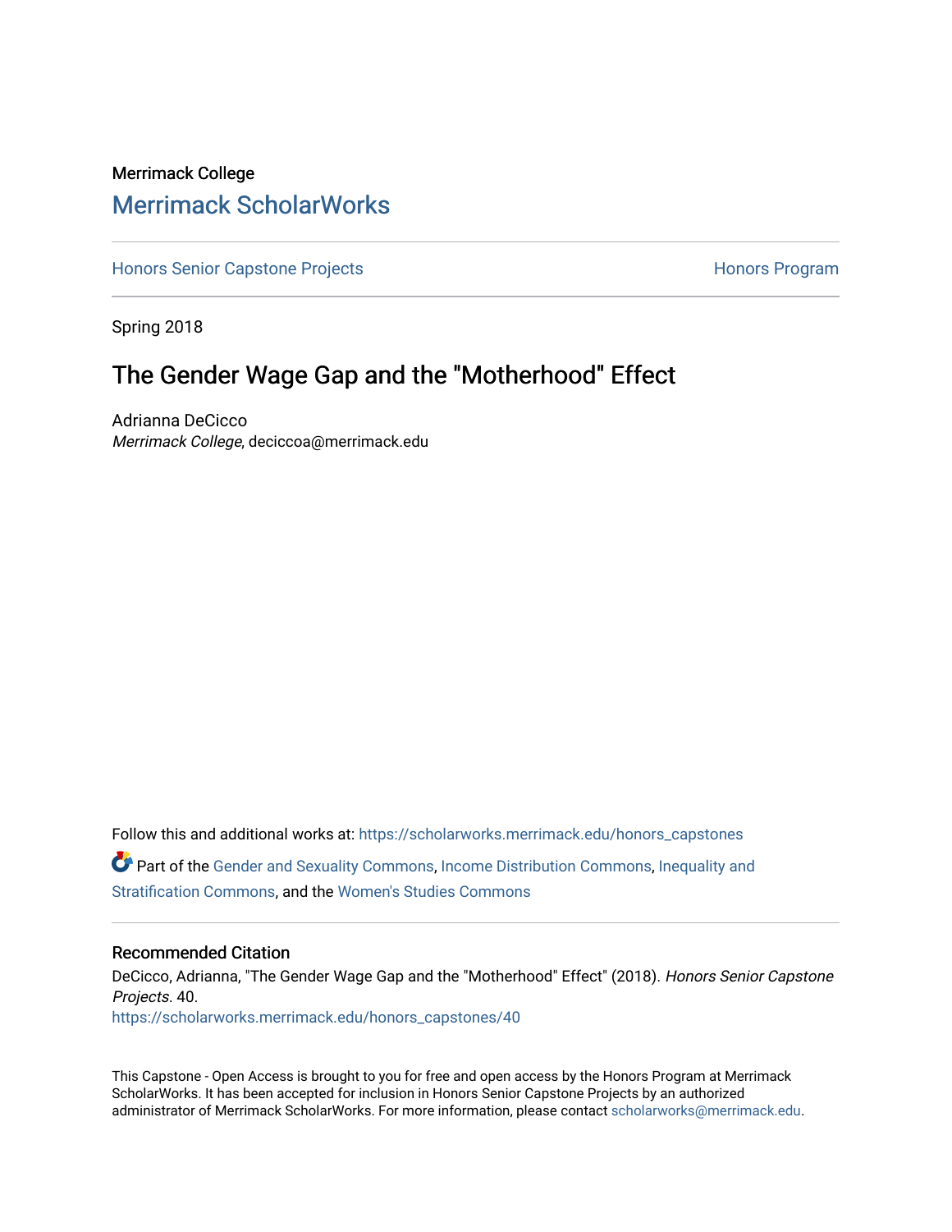Merrimack College

# Merrimack ScholarWorks

Honors Senior Capstone Projects | Honors Program

Spring 2018

## The Gender Wage Gap and the "Motherhood" Effect

Adrianna DeCicco
*Merrimack College*, deciccoa@merrimack.edu

Follow this and additional works at: https://scholarworks.merrimack.edu/honors_capstones

Part of the Gender and Sexuality Commons, Income Distribution Commons, Inequality and Stratification Commons, and the Women's Studies Commons

### Recommended Citation

DeCicco, Adrianna, "The Gender Wage Gap and the "Motherhood" Effect" (2018). *Honors Senior Capstone Projects*. 40.
https://scholarworks.merrimack.edu/honors_capstones/40

This Capstone - Open Access is brought to you for free and open access by the Honors Program at Merrimack ScholarWorks. It has been accepted for inclusion in Honors Senior Capstone Projects by an authorized administrator of Merrimack ScholarWorks. For more information, please contact scholarworks@merrimack.edu.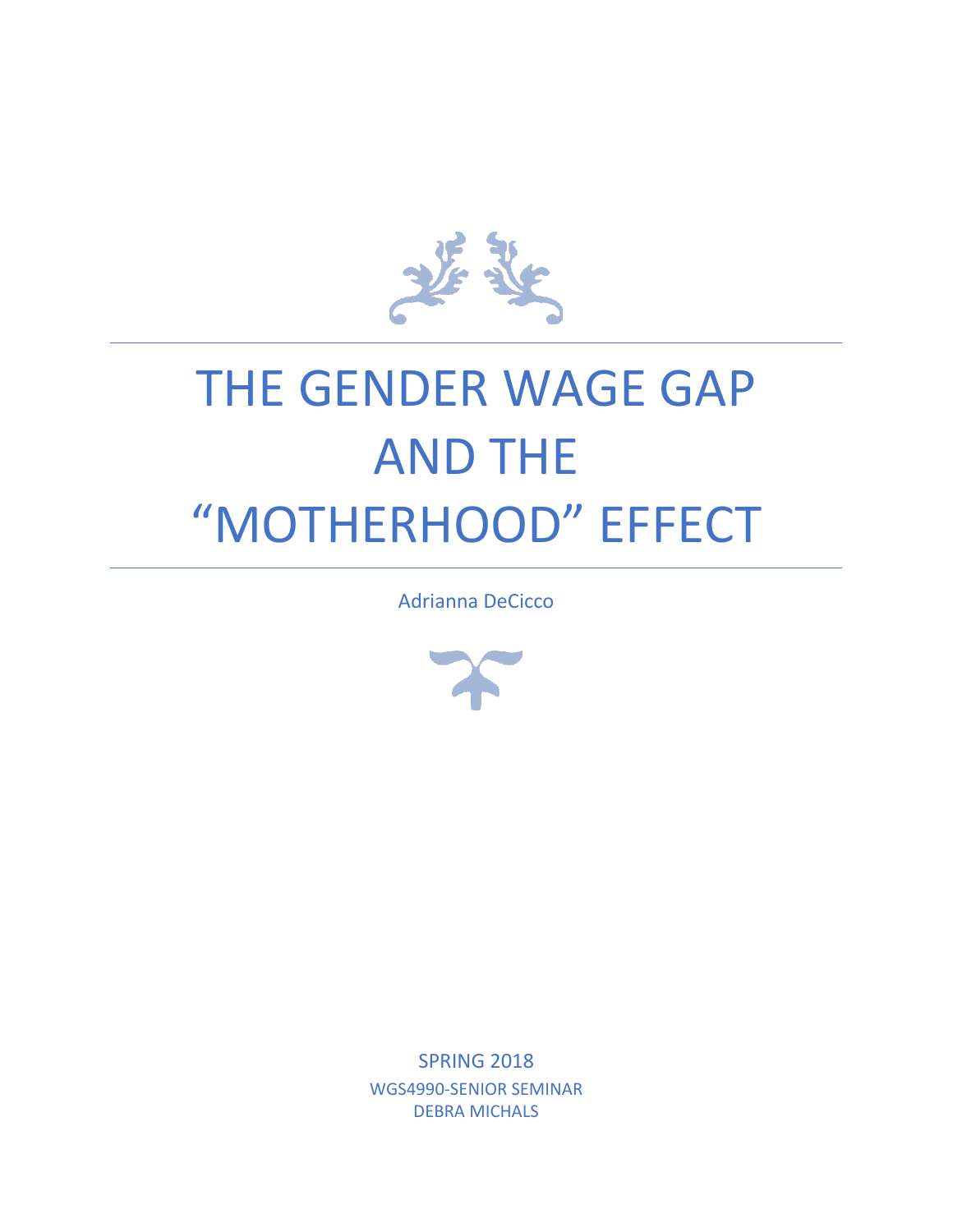# THE GENDER WAGE GAP AND THE "MOTHERHOOD" EFFECT

Adrianna DeCicco

SPRING 2018

WGS4990-SENIOR SEMINAR

DEBRA MICHALS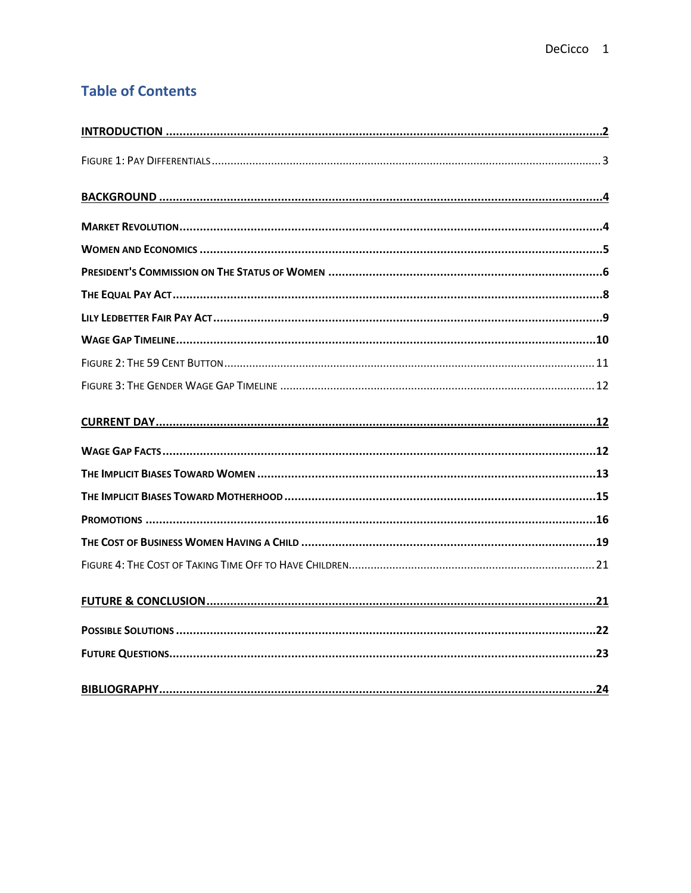## Table of Contents

INTRODUCTION ....................................................................................................................2

FIGURE 1: PAY DIFFERENTIALS ......................................................................................3

BACKGROUND ....................................................................................................................4

MARKET REVOLUTION ......................................................................................................4

WOMEN AND ECONOMICS ................................................................................................5

PRESIDENT'S COMMISSION ON THE STATUS OF WOMEN ...........................................6

THE EQUAL PAY ACT .........................................................................................................8

LILY LEDBETTER FAIR PAY ACT .......................................................................................9

WAGE GAP TIMELINE .......................................................................................................10

FIGURE 2: THE 59 CENT BUTTON ...................................................................................11

FIGURE 3: THE GENDER WAGE GAP TIMELINE .............................................................12

CURRENT DAY ...................................................................................................................12

WAGE GAP FACTS ............................................................................................................12

THE IMPLICIT BIASES TOWARD WOMEN .......................................................................13

THE IMPLICIT BIASES TOWARD MOTHERHOOD ...........................................................15

PROMOTIONS ....................................................................................................................16

THE COST OF BUSINESS WOMEN HAVING A CHILD .....................................................19

FIGURE 4: THE COST OF TAKING TIME OFF TO HAVE CHILDREN ................................21

FUTURE & CONCLUSION ..................................................................................................21

POSSIBLE SOLUTIONS .....................................................................................................22

FUTURE QUESTIONS ........................................................................................................23

BIBLIOGRAPHY ..................................................................................................................24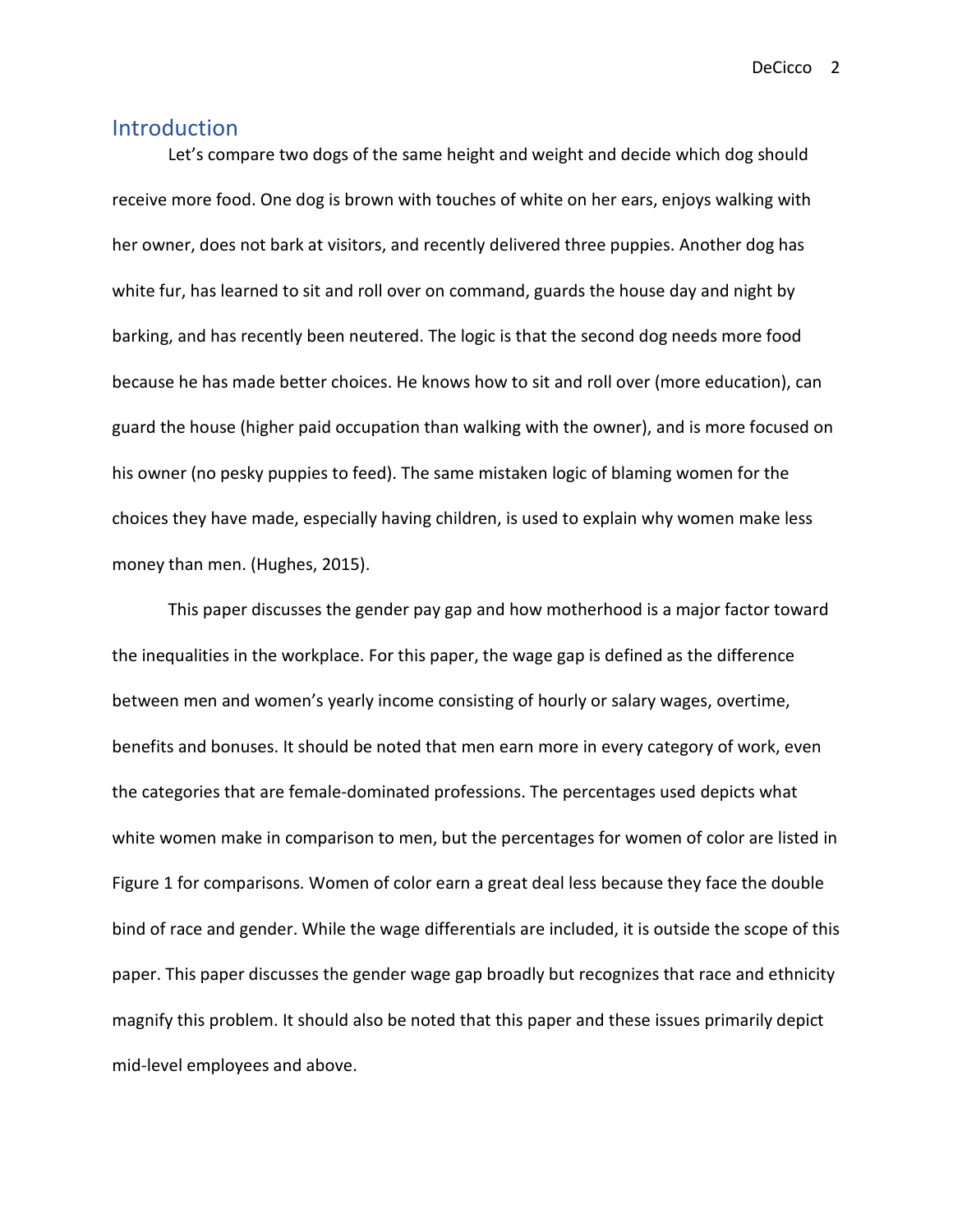## Introduction

Let's compare two dogs of the same height and weight and decide which dog should receive more food. One dog is brown with touches of white on her ears, enjoys walking with her owner, does not bark at visitors, and recently delivered three puppies. Another dog has white fur, has learned to sit and roll over on command, guards the house day and night by barking, and has recently been neutered. The logic is that the second dog needs more food because he has made better choices. He knows how to sit and roll over (more education), can guard the house (higher paid occupation than walking with the owner), and is more focused on his owner (no pesky puppies to feed). The same mistaken logic of blaming women for the choices they have made, especially having children, is used to explain why women make less money than men. (Hughes, 2015).

This paper discusses the gender pay gap and how motherhood is a major factor toward the inequalities in the workplace. For this paper, the wage gap is defined as the difference between men and women's yearly income consisting of hourly or salary wages, overtime, benefits and bonuses. It should be noted that men earn more in every category of work, even the categories that are female-dominated professions. The percentages used depicts what white women make in comparison to men, but the percentages for women of color are listed in Figure 1 for comparisons. Women of color earn a great deal less because they face the double bind of race and gender. While the wage differentials are included, it is outside the scope of this paper. This paper discusses the gender wage gap broadly but recognizes that race and ethnicity magnify this problem. It should also be noted that this paper and these issues primarily depict mid-level employees and above.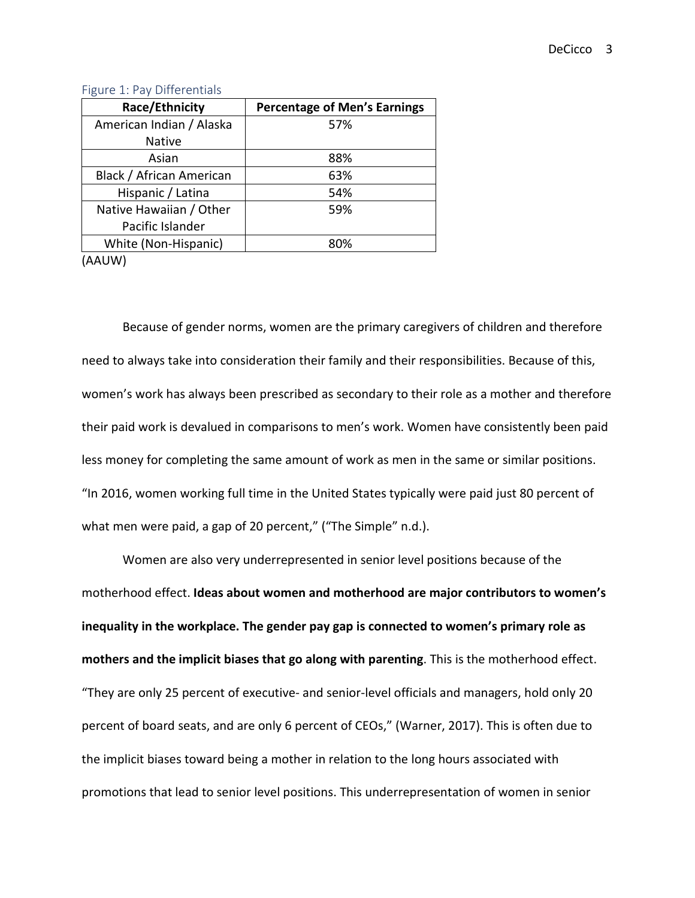Figure 1: Pay Differentials

| Race/Ethnicity | Percentage of Men's Earnings |
|---|---|
| American Indian / Alaska Native | 57% |
| Asian | 88% |
| Black / African American | 63% |
| Hispanic / Latina | 54% |
| Native Hawaiian / Other Pacific Islander | 59% |
| White (Non-Hispanic) | 80% |

(AAUW)

Because of gender norms, women are the primary caregivers of children and therefore need to always take into consideration their family and their responsibilities. Because of this, women's work has always been prescribed as secondary to their role as a mother and therefore their paid work is devalued in comparisons to men's work. Women have consistently been paid less money for completing the same amount of work as men in the same or similar positions. "In 2016, women working full time in the United States typically were paid just 80 percent of what men were paid, a gap of 20 percent," ("The Simple" n.d.).

Women are also very underrepresented in senior level positions because of the motherhood effect. **Ideas about women and motherhood are major contributors to women's inequality in the workplace. The gender pay gap is connected to women's primary role as mothers and the implicit biases that go along with parenting**. This is the motherhood effect. "They are only 25 percent of executive- and senior-level officials and managers, hold only 20 percent of board seats, and are only 6 percent of CEOs," (Warner, 2017). This is often due to the implicit biases toward being a mother in relation to the long hours associated with promotions that lead to senior level positions. This underrepresentation of women in senior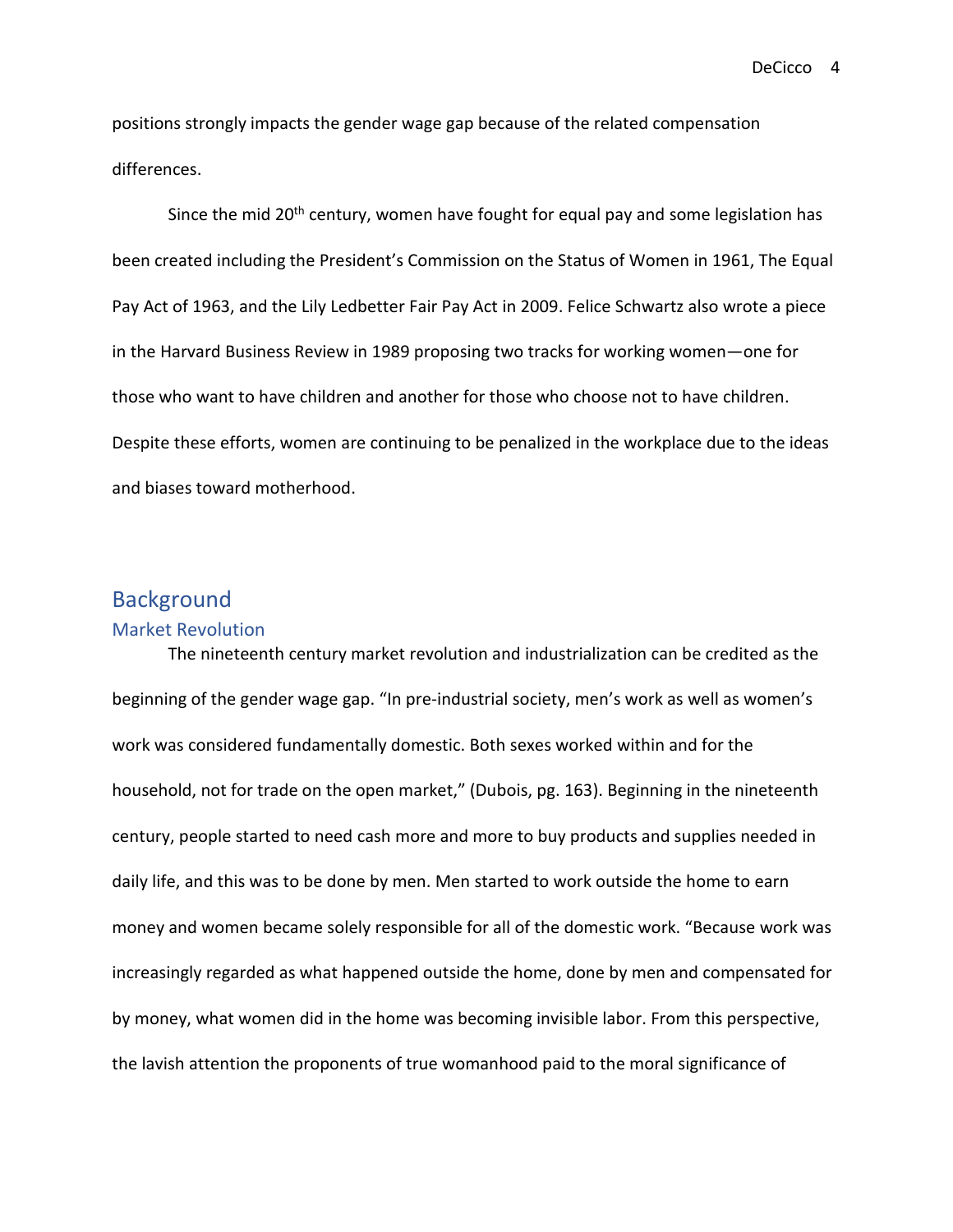positions strongly impacts the gender wage gap because of the related compensation differences.

Since the mid 20th century, women have fought for equal pay and some legislation has been created including the President's Commission on the Status of Women in 1961, The Equal Pay Act of 1963, and the Lily Ledbetter Fair Pay Act in 2009. Felice Schwartz also wrote a piece in the Harvard Business Review in 1989 proposing two tracks for working women—one for those who want to have children and another for those who choose not to have children. Despite these efforts, women are continuing to be penalized in the workplace due to the ideas and biases toward motherhood.

## Background

### Market Revolution

The nineteenth century market revolution and industrialization can be credited as the beginning of the gender wage gap. "In pre-industrial society, men's work as well as women's work was considered fundamentally domestic. Both sexes worked within and for the household, not for trade on the open market," (Dubois, pg. 163). Beginning in the nineteenth century, people started to need cash more and more to buy products and supplies needed in daily life, and this was to be done by men. Men started to work outside the home to earn money and women became solely responsible for all of the domestic work. "Because work was increasingly regarded as what happened outside the home, done by men and compensated for by money, what women did in the home was becoming invisible labor. From this perspective, the lavish attention the proponents of true womanhood paid to the moral significance of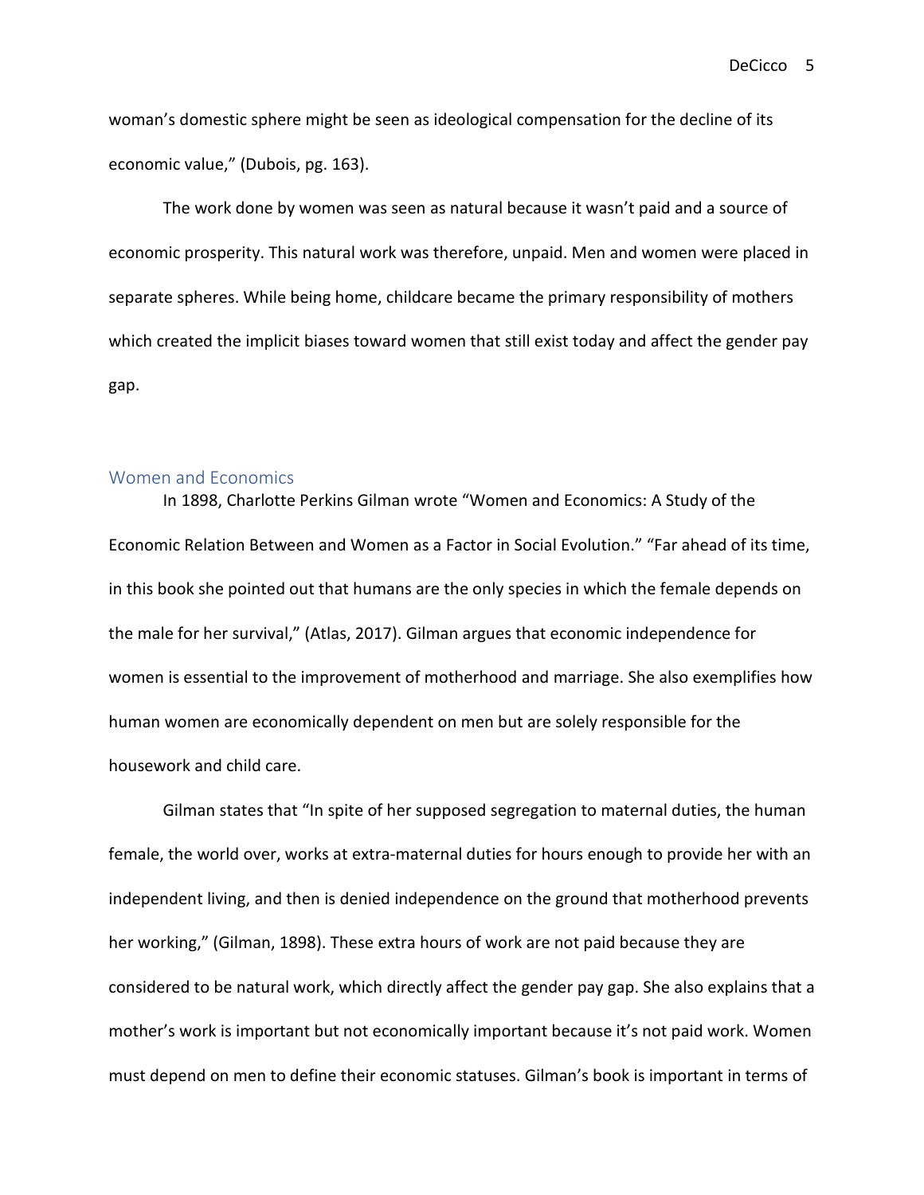woman's domestic sphere might be seen as ideological compensation for the decline of its economic value," (Dubois, pg. 163).

The work done by women was seen as natural because it wasn't paid and a source of economic prosperity. This natural work was therefore, unpaid. Men and women were placed in separate spheres. While being home, childcare became the primary responsibility of mothers which created the implicit biases toward women that still exist today and affect the gender pay gap.

## Women and Economics

In 1898, Charlotte Perkins Gilman wrote "Women and Economics: A Study of the Economic Relation Between and Women as a Factor in Social Evolution." "Far ahead of its time, in this book she pointed out that humans are the only species in which the female depends on the male for her survival," (Atlas, 2017). Gilman argues that economic independence for women is essential to the improvement of motherhood and marriage. She also exemplifies how human women are economically dependent on men but are solely responsible for the housework and child care.

Gilman states that "In spite of her supposed segregation to maternal duties, the human female, the world over, works at extra-maternal duties for hours enough to provide her with an independent living, and then is denied independence on the ground that motherhood prevents her working," (Gilman, 1898). These extra hours of work are not paid because they are considered to be natural work, which directly affect the gender pay gap. She also explains that a mother's work is important but not economically important because it's not paid work. Women must depend on men to define their economic statuses. Gilman's book is important in terms of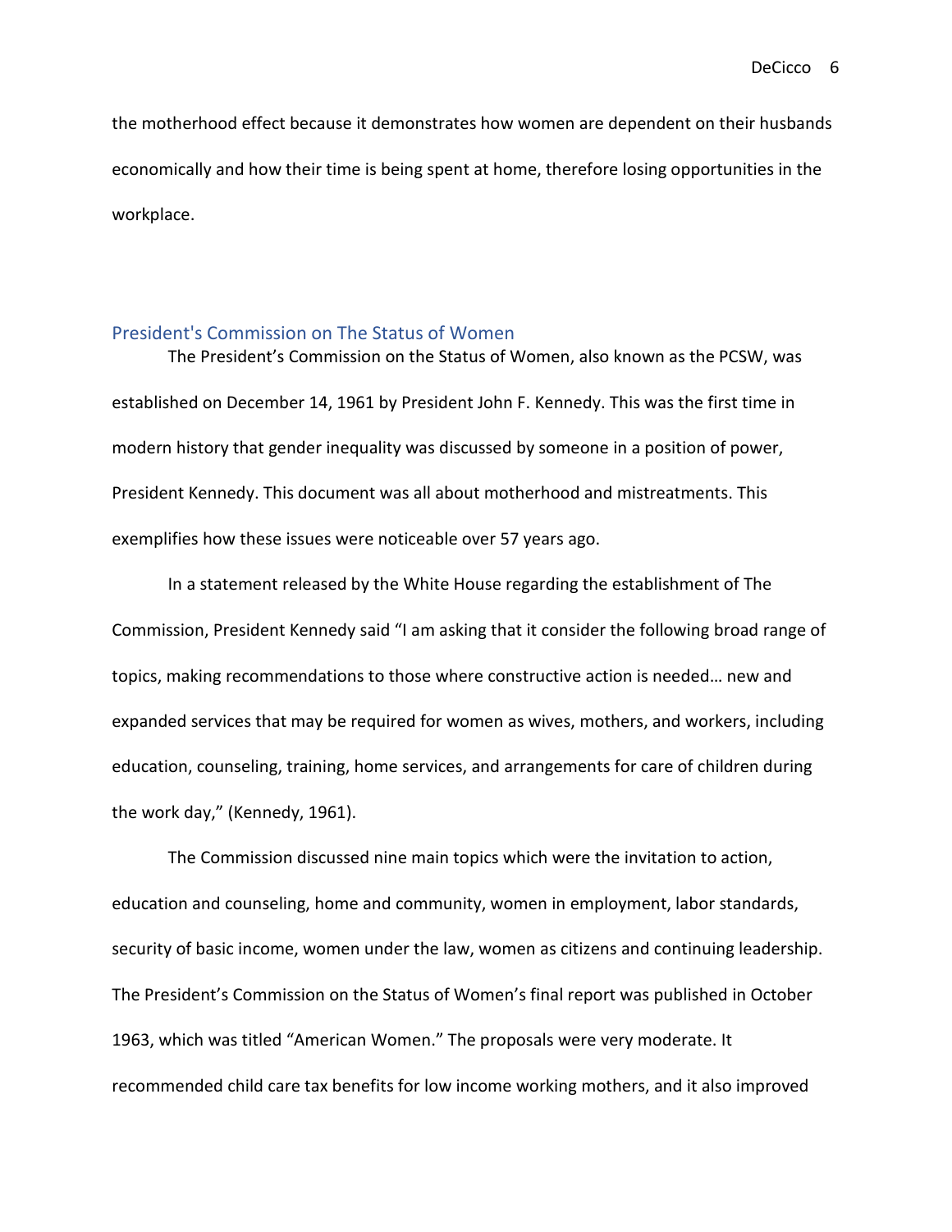the motherhood effect because it demonstrates how women are dependent on their husbands economically and how their time is being spent at home, therefore losing opportunities in the workplace.

## President's Commission on The Status of Women

The President's Commission on the Status of Women, also known as the PCSW, was established on December 14, 1961 by President John F. Kennedy. This was the first time in modern history that gender inequality was discussed by someone in a position of power, President Kennedy. This document was all about motherhood and mistreatments. This exemplifies how these issues were noticeable over 57 years ago.

In a statement released by the White House regarding the establishment of The Commission, President Kennedy said "I am asking that it consider the following broad range of topics, making recommendations to those where constructive action is needed… new and expanded services that may be required for women as wives, mothers, and workers, including education, counseling, training, home services, and arrangements for care of children during the work day," (Kennedy, 1961).

The Commission discussed nine main topics which were the invitation to action, education and counseling, home and community, women in employment, labor standards, security of basic income, women under the law, women as citizens and continuing leadership. The President's Commission on the Status of Women's final report was published in October 1963, which was titled "American Women." The proposals were very moderate. It recommended child care tax benefits for low income working mothers, and it also improved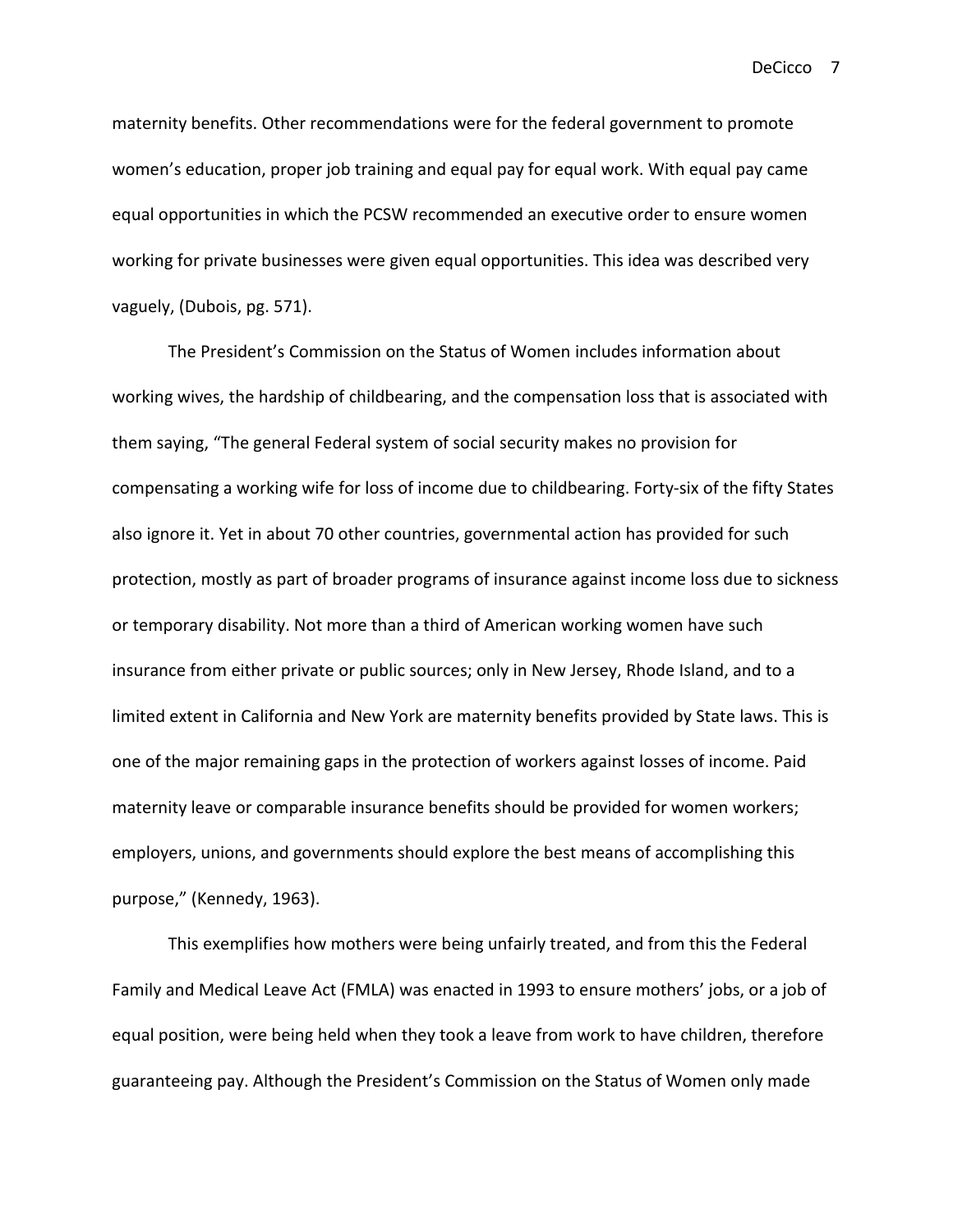maternity benefits. Other recommendations were for the federal government to promote women's education, proper job training and equal pay for equal work. With equal pay came equal opportunities in which the PCSW recommended an executive order to ensure women working for private businesses were given equal opportunities. This idea was described very vaguely, (Dubois, pg. 571).

The President's Commission on the Status of Women includes information about working wives, the hardship of childbearing, and the compensation loss that is associated with them saying, "The general Federal system of social security makes no provision for compensating a working wife for loss of income due to childbearing. Forty-six of the fifty States also ignore it. Yet in about 70 other countries, governmental action has provided for such protection, mostly as part of broader programs of insurance against income loss due to sickness or temporary disability. Not more than a third of American working women have such insurance from either private or public sources; only in New Jersey, Rhode Island, and to a limited extent in California and New York are maternity benefits provided by State laws. This is one of the major remaining gaps in the protection of workers against losses of income. Paid maternity leave or comparable insurance benefits should be provided for women workers; employers, unions, and governments should explore the best means of accomplishing this purpose," (Kennedy, 1963).

This exemplifies how mothers were being unfairly treated, and from this the Federal Family and Medical Leave Act (FMLA) was enacted in 1993 to ensure mothers' jobs, or a job of equal position, were being held when they took a leave from work to have children, therefore guaranteeing pay. Although the President's Commission on the Status of Women only made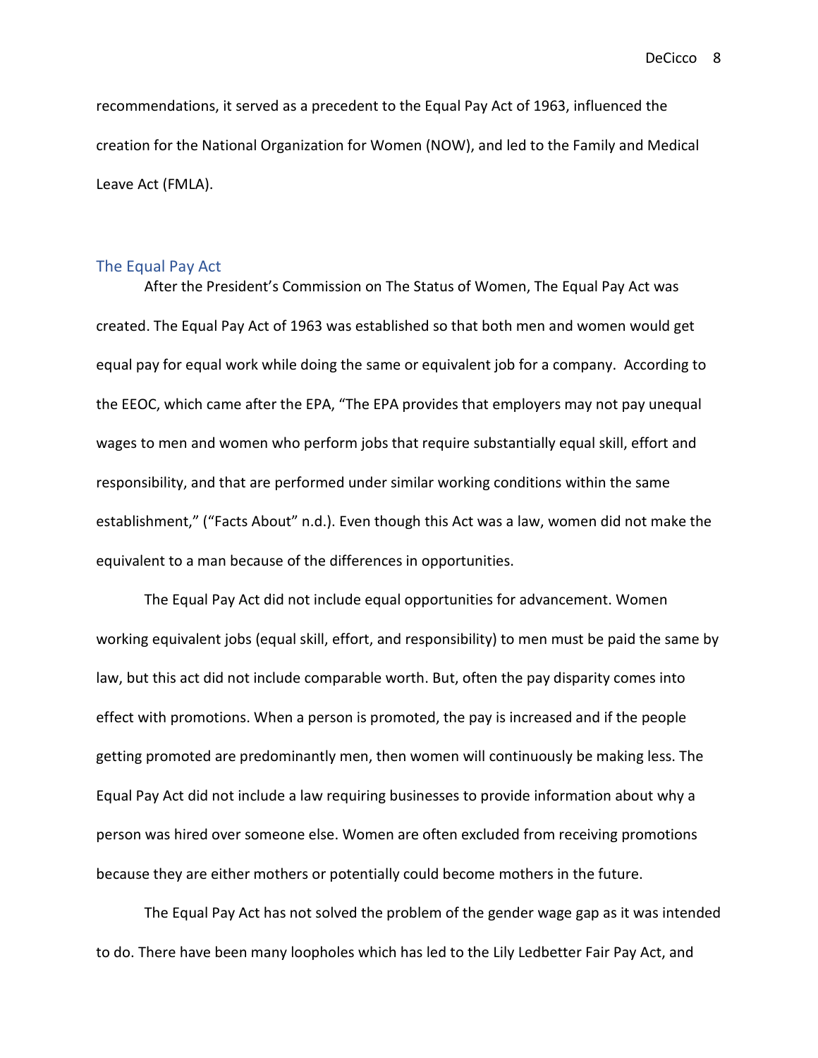recommendations, it served as a precedent to the Equal Pay Act of 1963, influenced the creation for the National Organization for Women (NOW), and led to the Family and Medical Leave Act (FMLA).

## The Equal Pay Act

After the President's Commission on The Status of Women, The Equal Pay Act was created. The Equal Pay Act of 1963 was established so that both men and women would get equal pay for equal work while doing the same or equivalent job for a company. According to the EEOC, which came after the EPA, "The EPA provides that employers may not pay unequal wages to men and women who perform jobs that require substantially equal skill, effort and responsibility, and that are performed under similar working conditions within the same establishment," ("Facts About" n.d.). Even though this Act was a law, women did not make the equivalent to a man because of the differences in opportunities.

The Equal Pay Act did not include equal opportunities for advancement. Women working equivalent jobs (equal skill, effort, and responsibility) to men must be paid the same by law, but this act did not include comparable worth. But, often the pay disparity comes into effect with promotions. When a person is promoted, the pay is increased and if the people getting promoted are predominantly men, then women will continuously be making less. The Equal Pay Act did not include a law requiring businesses to provide information about why a person was hired over someone else. Women are often excluded from receiving promotions because they are either mothers or potentially could become mothers in the future.

The Equal Pay Act has not solved the problem of the gender wage gap as it was intended to do. There have been many loopholes which has led to the Lily Ledbetter Fair Pay Act, and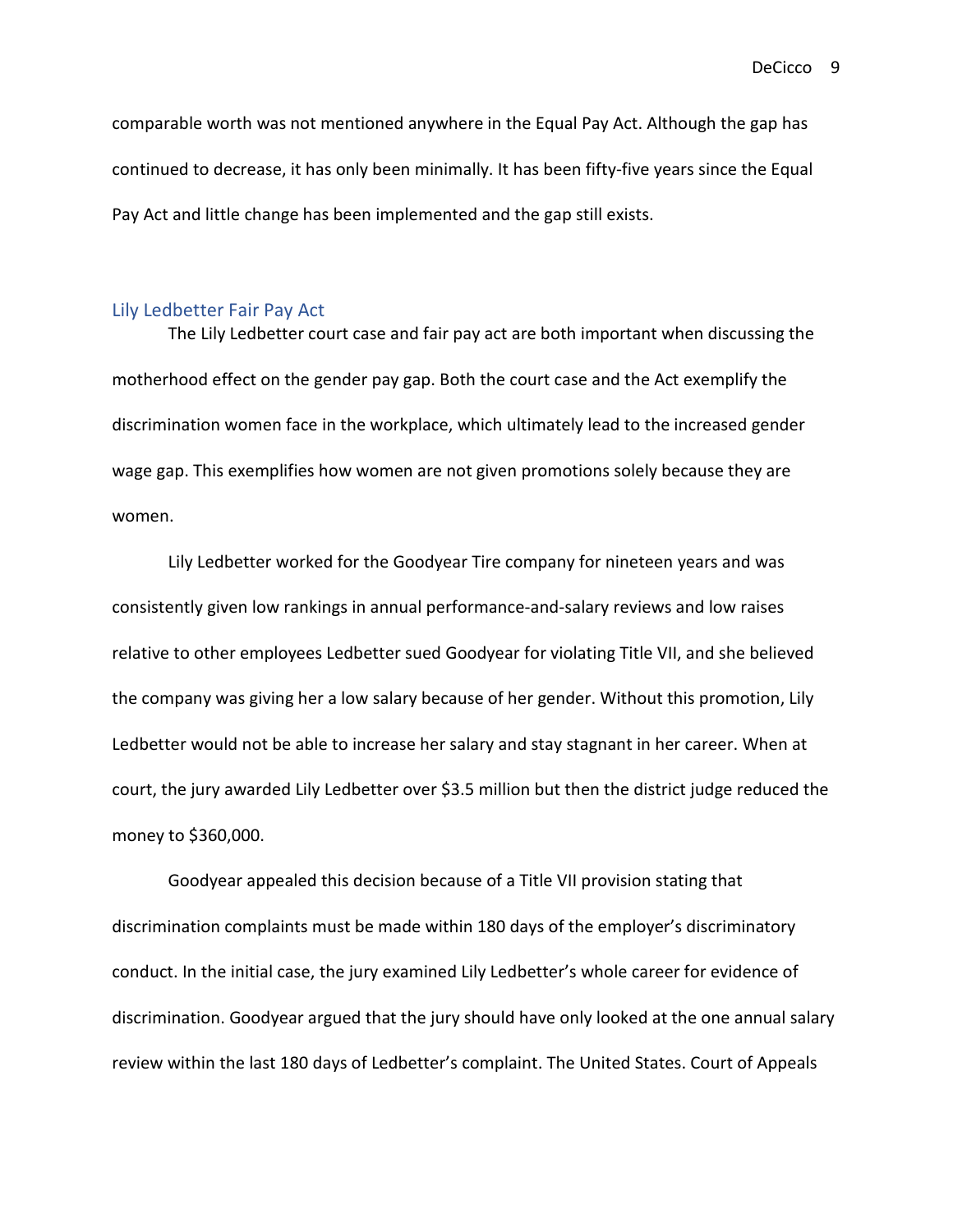comparable worth was not mentioned anywhere in the Equal Pay Act. Although the gap has continued to decrease, it has only been minimally. It has been fifty-five years since the Equal Pay Act and little change has been implemented and the gap still exists.

## Lily Ledbetter Fair Pay Act

The Lily Ledbetter court case and fair pay act are both important when discussing the motherhood effect on the gender pay gap. Both the court case and the Act exemplify the discrimination women face in the workplace, which ultimately lead to the increased gender wage gap. This exemplifies how women are not given promotions solely because they are women.

Lily Ledbetter worked for the Goodyear Tire company for nineteen years and was consistently given low rankings in annual performance-and-salary reviews and low raises relative to other employees Ledbetter sued Goodyear for violating Title VII, and she believed the company was giving her a low salary because of her gender. Without this promotion, Lily Ledbetter would not be able to increase her salary and stay stagnant in her career. When at court, the jury awarded Lily Ledbetter over $3.5 million but then the district judge reduced the money to $360,000.

Goodyear appealed this decision because of a Title VII provision stating that discrimination complaints must be made within 180 days of the employer's discriminatory conduct. In the initial case, the jury examined Lily Ledbetter's whole career for evidence of discrimination. Goodyear argued that the jury should have only looked at the one annual salary review within the last 180 days of Ledbetter's complaint. The United States. Court of Appeals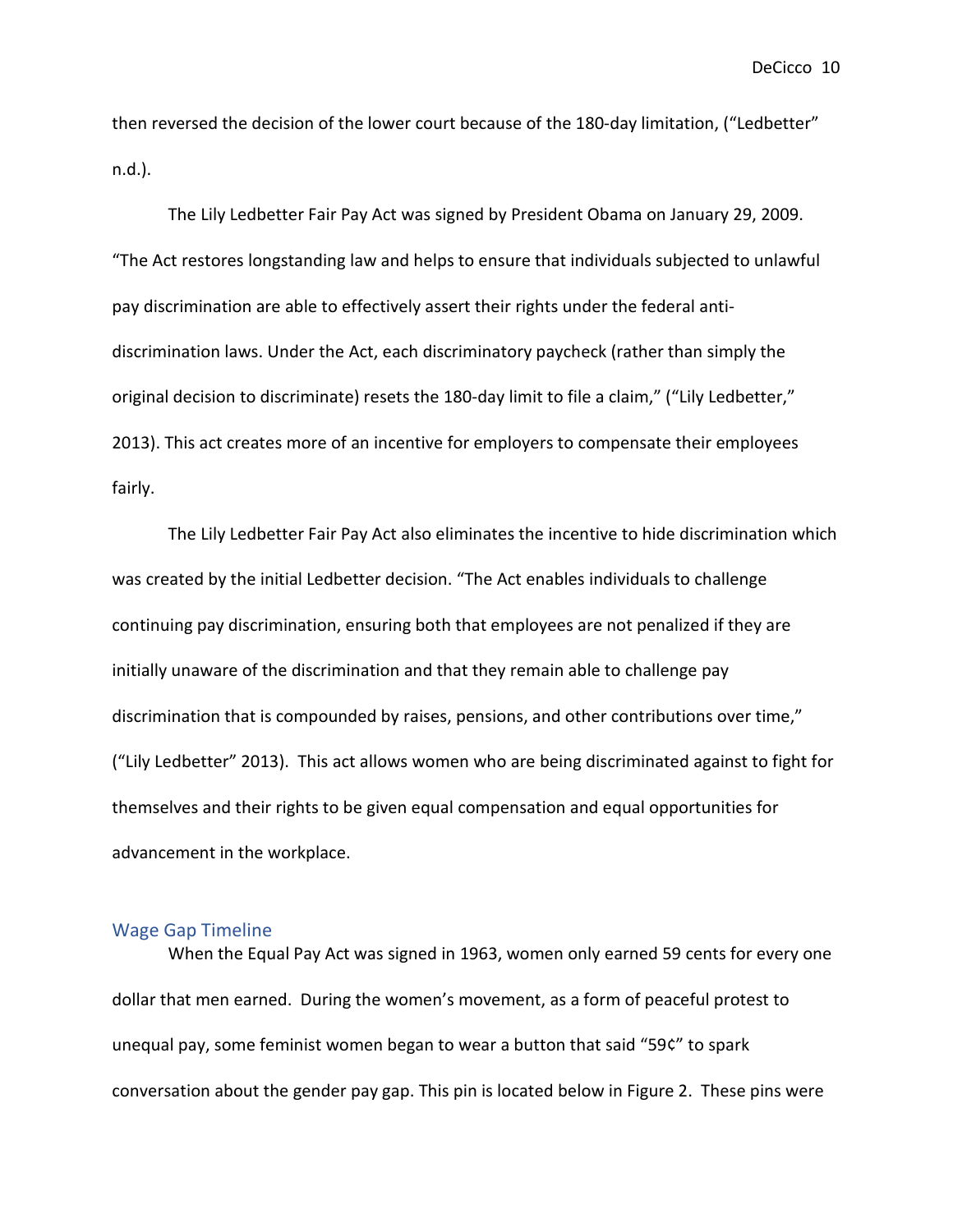then reversed the decision of the lower court because of the 180-day limitation, ("Ledbetter" n.d.).

The Lily Ledbetter Fair Pay Act was signed by President Obama on January 29, 2009. "The Act restores longstanding law and helps to ensure that individuals subjected to unlawful pay discrimination are able to effectively assert their rights under the federal anti-discrimination laws. Under the Act, each discriminatory paycheck (rather than simply the original decision to discriminate) resets the 180-day limit to file a claim," ("Lily Ledbetter," 2013). This act creates more of an incentive for employers to compensate their employees fairly.

The Lily Ledbetter Fair Pay Act also eliminates the incentive to hide discrimination which was created by the initial Ledbetter decision. "The Act enables individuals to challenge continuing pay discrimination, ensuring both that employees are not penalized if they are initially unaware of the discrimination and that they remain able to challenge pay discrimination that is compounded by raises, pensions, and other contributions over time," ("Lily Ledbetter" 2013). This act allows women who are being discriminated against to fight for themselves and their rights to be given equal compensation and equal opportunities for advancement in the workplace.

## Wage Gap Timeline

When the Equal Pay Act was signed in 1963, women only earned 59 cents for every one dollar that men earned. During the women's movement, as a form of peaceful protest to unequal pay, some feminist women began to wear a button that said "59¢" to spark conversation about the gender pay gap. This pin is located below in Figure 2. These pins were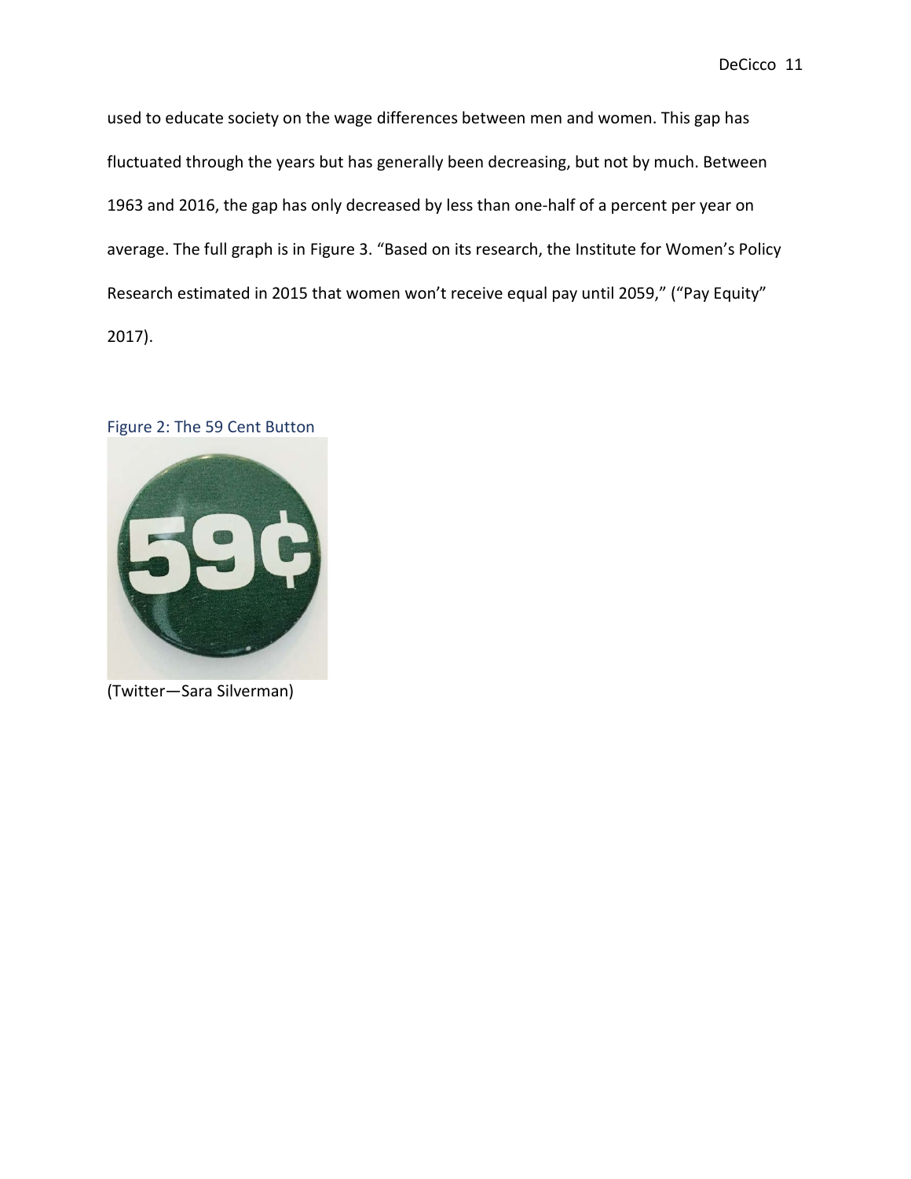used to educate society on the wage differences between men and women. This gap has fluctuated through the years but has generally been decreasing, but not by much. Between 1963 and 2016, the gap has only decreased by less than one-half of a percent per year on average. The full graph is in Figure 3. "Based on its research, the Institute for Women's Policy Research estimated in 2015 that women won't receive equal pay until 2059," ("Pay Equity" 2017).

Figure 2: The 59 Cent Button

(Twitter—Sara Silverman)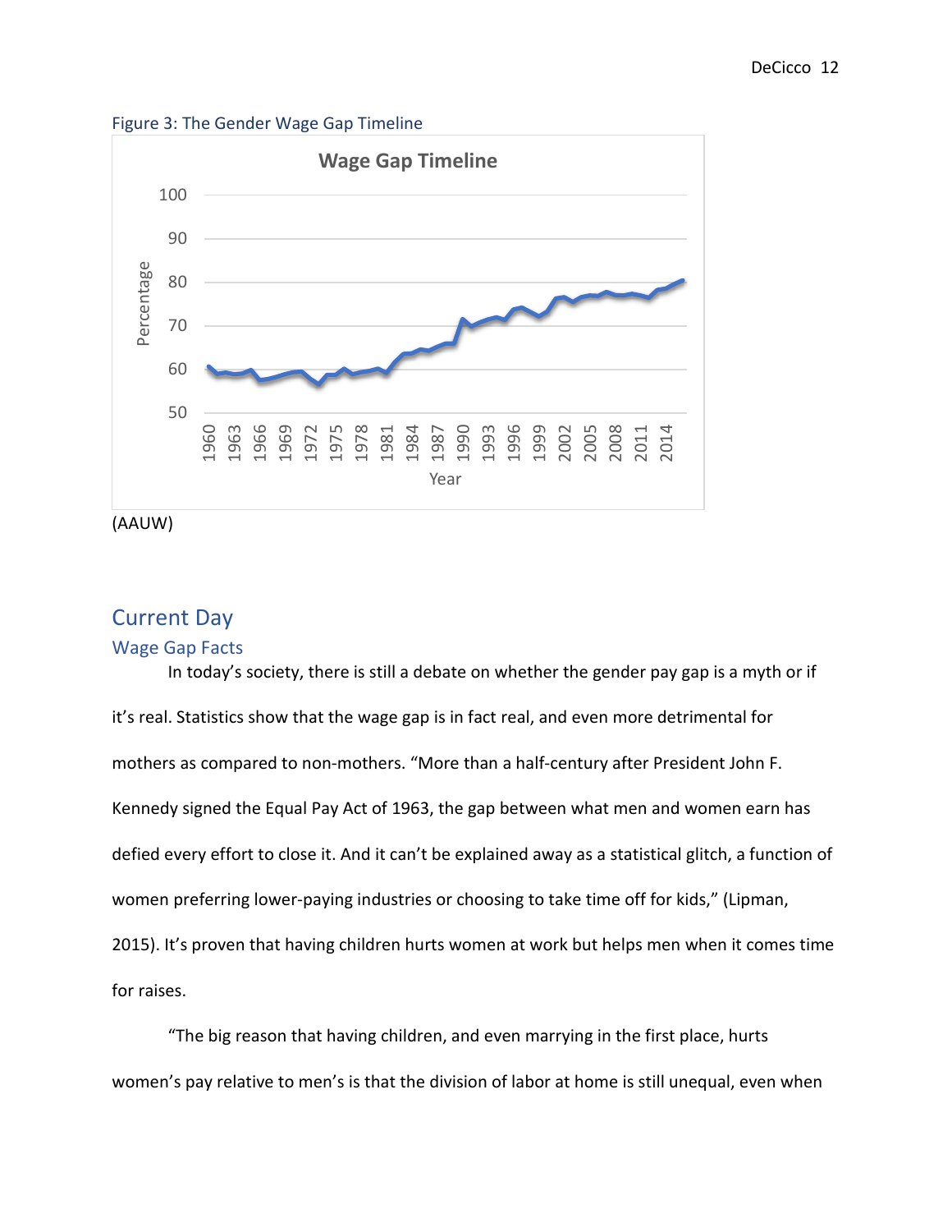Figure 3: The Gender Wage Gap Timeline

(AAUW)

## Current Day

### Wage Gap Facts

In today's society, there is still a debate on whether the gender pay gap is a myth or if it's real. Statistics show that the wage gap is in fact real, and even more detrimental for mothers as compared to non-mothers. "More than a half-century after President John F. Kennedy signed the Equal Pay Act of 1963, the gap between what men and women earn has defied every effort to close it. And it can't be explained away as a statistical glitch, a function of women preferring lower-paying industries or choosing to take time off for kids," (Lipman, 2015). It's proven that having children hurts women at work but helps men when it comes time for raises.

"The big reason that having children, and even marrying in the first place, hurts women's pay relative to men's is that the division of labor at home is still unequal, even when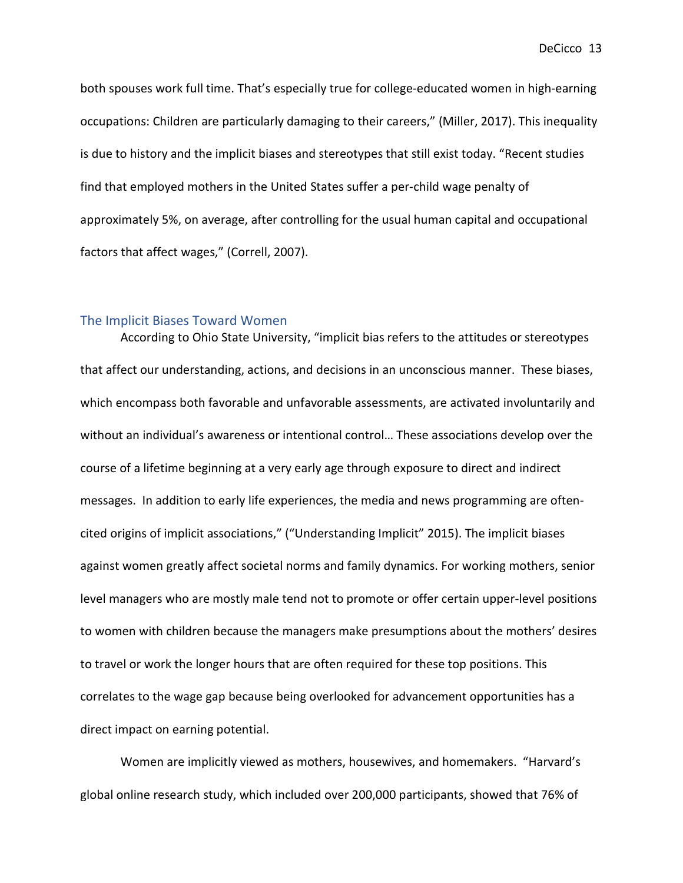both spouses work full time. That's especially true for college-educated women in high-earning occupations: Children are particularly damaging to their careers," (Miller, 2017). This inequality is due to history and the implicit biases and stereotypes that still exist today. "Recent studies find that employed mothers in the United States suffer a per-child wage penalty of approximately 5%, on average, after controlling for the usual human capital and occupational factors that affect wages," (Correll, 2007).

## The Implicit Biases Toward Women

According to Ohio State University, "implicit bias refers to the attitudes or stereotypes that affect our understanding, actions, and decisions in an unconscious manner. These biases, which encompass both favorable and unfavorable assessments, are activated involuntarily and without an individual's awareness or intentional control… These associations develop over the course of a lifetime beginning at a very early age through exposure to direct and indirect messages. In addition to early life experiences, the media and news programming are often-cited origins of implicit associations," ("Understanding Implicit" 2015). The implicit biases against women greatly affect societal norms and family dynamics. For working mothers, senior level managers who are mostly male tend not to promote or offer certain upper-level positions to women with children because the managers make presumptions about the mothers' desires to travel or work the longer hours that are often required for these top positions. This correlates to the wage gap because being overlooked for advancement opportunities has a direct impact on earning potential.

Women are implicitly viewed as mothers, housewives, and homemakers. "Harvard's global online research study, which included over 200,000 participants, showed that 76% of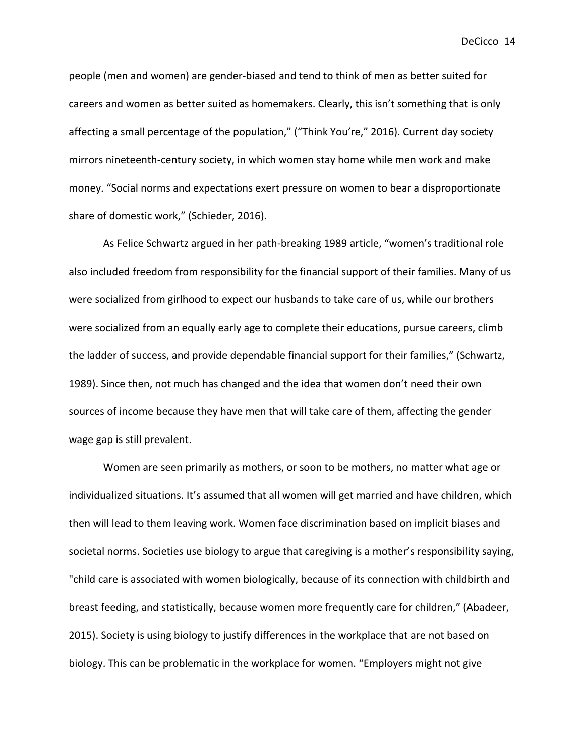people (men and women) are gender-biased and tend to think of men as better suited for careers and women as better suited as homemakers. Clearly, this isn't something that is only affecting a small percentage of the population," ("Think You're," 2016). Current day society mirrors nineteenth-century society, in which women stay home while men work and make money. "Social norms and expectations exert pressure on women to bear a disproportionate share of domestic work," (Schieder, 2016).

As Felice Schwartz argued in her path-breaking 1989 article, "women's traditional role also included freedom from responsibility for the financial support of their families. Many of us were socialized from girlhood to expect our husbands to take care of us, while our brothers were socialized from an equally early age to complete their educations, pursue careers, climb the ladder of success, and provide dependable financial support for their families," (Schwartz, 1989). Since then, not much has changed and the idea that women don't need their own sources of income because they have men that will take care of them, affecting the gender wage gap is still prevalent.

Women are seen primarily as mothers, or soon to be mothers, no matter what age or individualized situations. It's assumed that all women will get married and have children, which then will lead to them leaving work. Women face discrimination based on implicit biases and societal norms. Societies use biology to argue that caregiving is a mother's responsibility saying, "child care is associated with women biologically, because of its connection with childbirth and breast feeding, and statistically, because women more frequently care for children," (Abadeer, 2015). Society is using biology to justify differences in the workplace that are not based on biology. This can be problematic in the workplace for women. "Employers might not give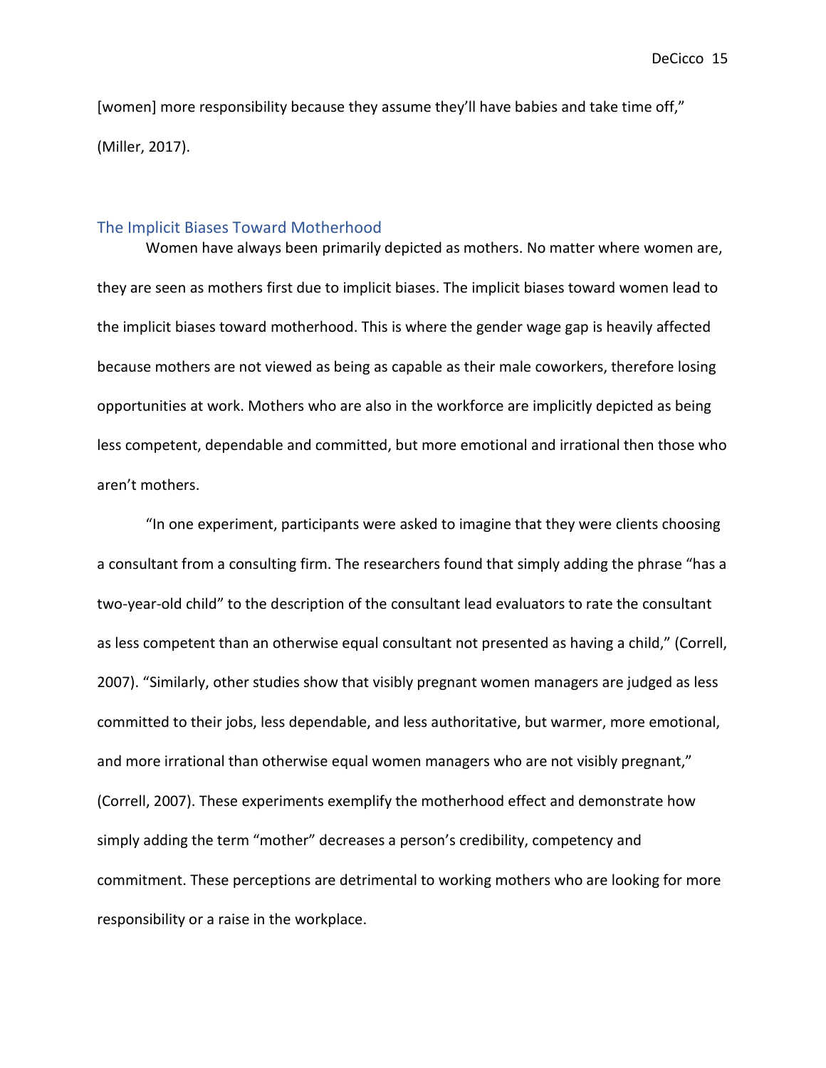[women] more responsibility because they assume they'll have babies and take time off," (Miller, 2017).

## The Implicit Biases Toward Motherhood

Women have always been primarily depicted as mothers. No matter where women are, they are seen as mothers first due to implicit biases. The implicit biases toward women lead to the implicit biases toward motherhood. This is where the gender wage gap is heavily affected because mothers are not viewed as being as capable as their male coworkers, therefore losing opportunities at work. Mothers who are also in the workforce are implicitly depicted as being less competent, dependable and committed, but more emotional and irrational then those who aren't mothers.

"In one experiment, participants were asked to imagine that they were clients choosing a consultant from a consulting firm. The researchers found that simply adding the phrase "has a two-year-old child" to the description of the consultant lead evaluators to rate the consultant as less competent than an otherwise equal consultant not presented as having a child," (Correll, 2007). "Similarly, other studies show that visibly pregnant women managers are judged as less committed to their jobs, less dependable, and less authoritative, but warmer, more emotional, and more irrational than otherwise equal women managers who are not visibly pregnant," (Correll, 2007). These experiments exemplify the motherhood effect and demonstrate how simply adding the term "mother" decreases a person's credibility, competency and commitment. These perceptions are detrimental to working mothers who are looking for more responsibility or a raise in the workplace.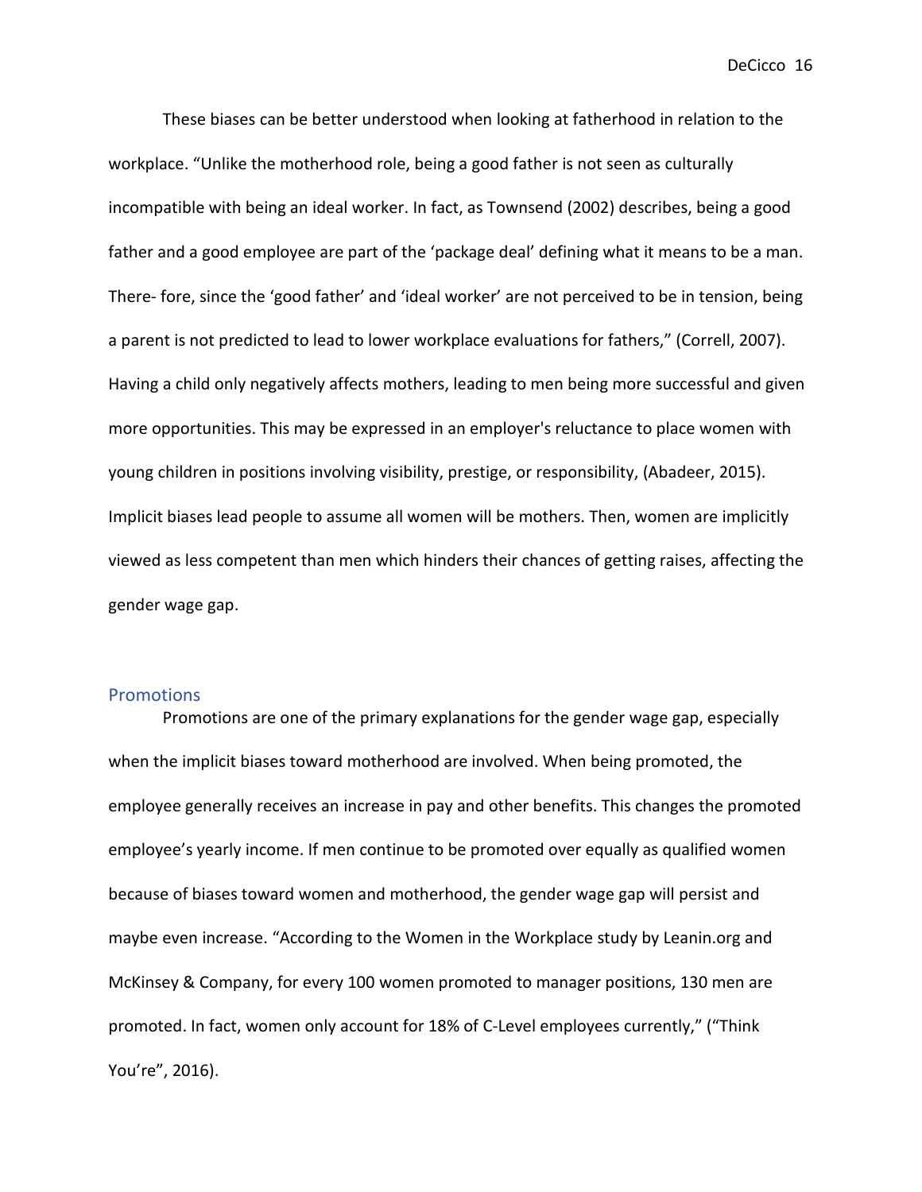These biases can be better understood when looking at fatherhood in relation to the workplace. "Unlike the motherhood role, being a good father is not seen as culturally incompatible with being an ideal worker. In fact, as Townsend (2002) describes, being a good father and a good employee are part of the 'package deal' defining what it means to be a man. There- fore, since the 'good father' and 'ideal worker' are not perceived to be in tension, being a parent is not predicted to lead to lower workplace evaluations for fathers," (Correll, 2007). Having a child only negatively affects mothers, leading to men being more successful and given more opportunities. This may be expressed in an employer's reluctance to place women with young children in positions involving visibility, prestige, or responsibility, (Abadeer, 2015). Implicit biases lead people to assume all women will be mothers. Then, women are implicitly viewed as less competent than men which hinders their chances of getting raises, affecting the gender wage gap.

## Promotions

Promotions are one of the primary explanations for the gender wage gap, especially when the implicit biases toward motherhood are involved. When being promoted, the employee generally receives an increase in pay and other benefits. This changes the promoted employee's yearly income. If men continue to be promoted over equally as qualified women because of biases toward women and motherhood, the gender wage gap will persist and maybe even increase. "According to the Women in the Workplace study by Leanin.org and McKinsey & Company, for every 100 women promoted to manager positions, 130 men are promoted. In fact, women only account for 18% of C-Level employees currently," ("Think You're", 2016).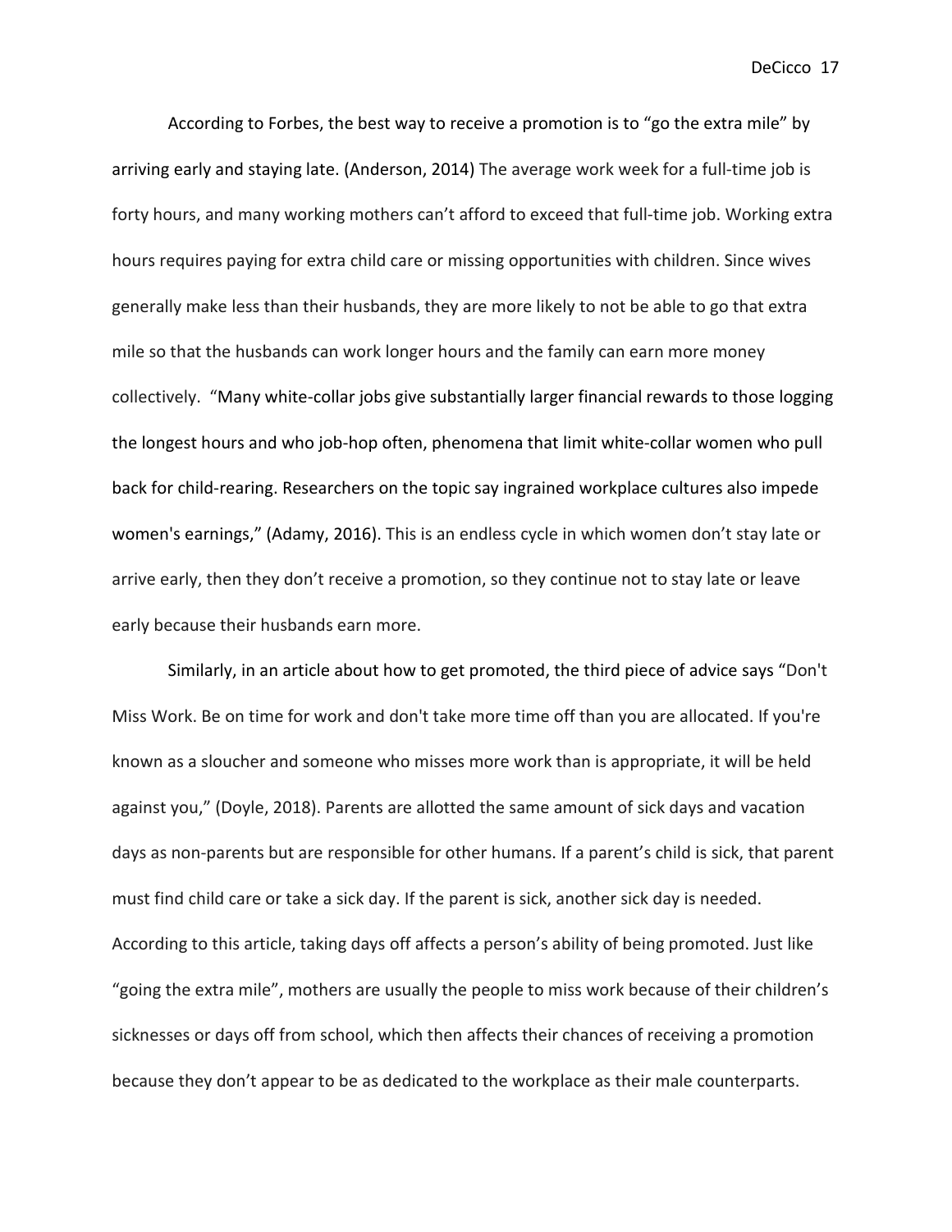According to Forbes, the best way to receive a promotion is to “go the extra mile” by arriving early and staying late. (Anderson, 2014) The average work week for a full-time job is forty hours, and many working mothers can’t afford to exceed that full-time job. Working extra hours requires paying for extra child care or missing opportunities with children. Since wives generally make less than their husbands, they are more likely to not be able to go that extra mile so that the husbands can work longer hours and the family can earn more money collectively. “Many white-collar jobs give substantially larger financial rewards to those logging the longest hours and who job-hop often, phenomena that limit white-collar women who pull back for child-rearing. Researchers on the topic say ingrained workplace cultures also impede women's earnings,” (Adamy, 2016). This is an endless cycle in which women don’t stay late or arrive early, then they don’t receive a promotion, so they continue not to stay late or leave early because their husbands earn more.

Similarly, in an article about how to get promoted, the third piece of advice says “Don't Miss Work. Be on time for work and don't take more time off than you are allocated. If you're known as a sloucher and someone who misses more work than is appropriate, it will be held against you,” (Doyle, 2018). Parents are allotted the same amount of sick days and vacation days as non-parents but are responsible for other humans. If a parent’s child is sick, that parent must find child care or take a sick day. If the parent is sick, another sick day is needed. According to this article, taking days off affects a person’s ability of being promoted. Just like “going the extra mile”, mothers are usually the people to miss work because of their children’s sicknesses or days off from school, which then affects their chances of receiving a promotion because they don’t appear to be as dedicated to the workplace as their male counterparts.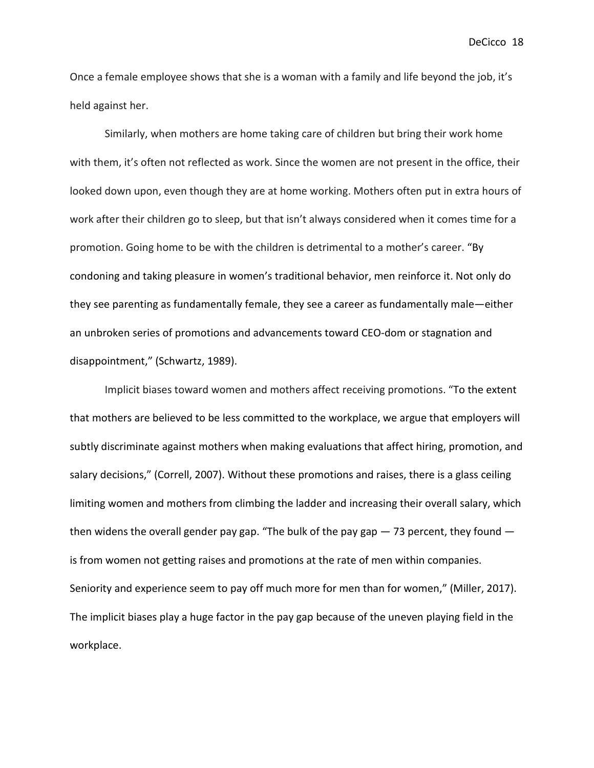Once a female employee shows that she is a woman with a family and life beyond the job, it's held against her.

Similarly, when mothers are home taking care of children but bring their work home with them, it's often not reflected as work. Since the women are not present in the office, their looked down upon, even though they are at home working. Mothers often put in extra hours of work after their children go to sleep, but that isn't always considered when it comes time for a promotion. Going home to be with the children is detrimental to a mother's career. "By condoning and taking pleasure in women's traditional behavior, men reinforce it. Not only do they see parenting as fundamentally female, they see a career as fundamentally male—either an unbroken series of promotions and advancements toward CEO-dom or stagnation and disappointment," (Schwartz, 1989).

Implicit biases toward women and mothers affect receiving promotions. "To the extent that mothers are believed to be less committed to the workplace, we argue that employers will subtly discriminate against mothers when making evaluations that affect hiring, promotion, and salary decisions," (Correll, 2007). Without these promotions and raises, there is a glass ceiling limiting women and mothers from climbing the ladder and increasing their overall salary, which then widens the overall gender pay gap. "The bulk of the pay gap — 73 percent, they found — is from women not getting raises and promotions at the rate of men within companies. Seniority and experience seem to pay off much more for men than for women," (Miller, 2017). The implicit biases play a huge factor in the pay gap because of the uneven playing field in the workplace.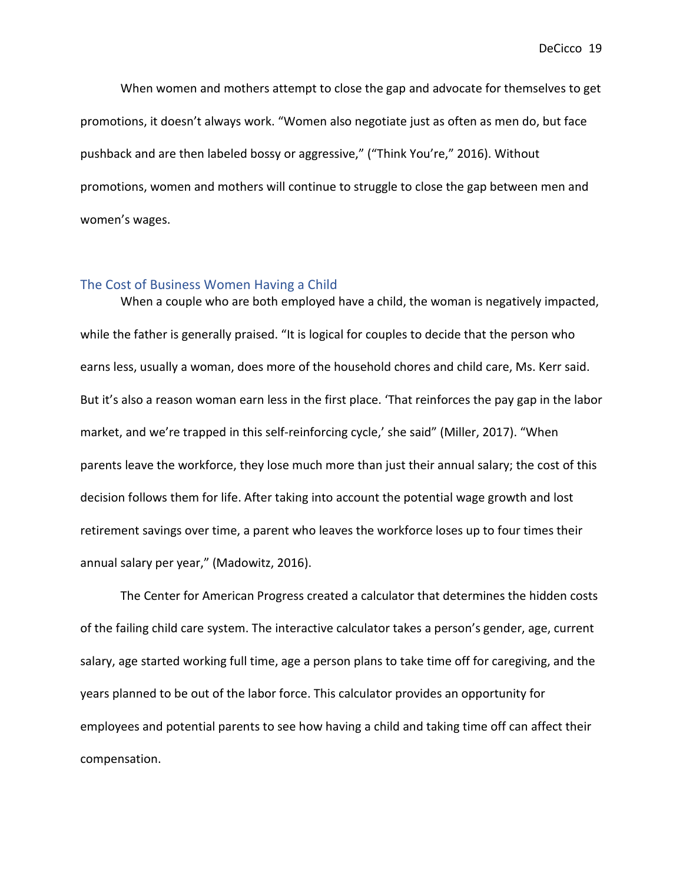When women and mothers attempt to close the gap and advocate for themselves to get promotions, it doesn't always work. "Women also negotiate just as often as men do, but face pushback and are then labeled bossy or aggressive," ("Think You're," 2016). Without promotions, women and mothers will continue to struggle to close the gap between men and women's wages.

## The Cost of Business Women Having a Child

When a couple who are both employed have a child, the woman is negatively impacted, while the father is generally praised. "It is logical for couples to decide that the person who earns less, usually a woman, does more of the household chores and child care, Ms. Kerr said. But it's also a reason woman earn less in the first place. 'That reinforces the pay gap in the labor market, and we're trapped in this self-reinforcing cycle,' she said" (Miller, 2017). "When parents leave the workforce, they lose much more than just their annual salary; the cost of this decision follows them for life. After taking into account the potential wage growth and lost retirement savings over time, a parent who leaves the workforce loses up to four times their annual salary per year," (Madowitz, 2016).

The Center for American Progress created a calculator that determines the hidden costs of the failing child care system. The interactive calculator takes a person's gender, age, current salary, age started working full time, age a person plans to take time off for caregiving, and the years planned to be out of the labor force. This calculator provides an opportunity for employees and potential parents to see how having a child and taking time off can affect their compensation.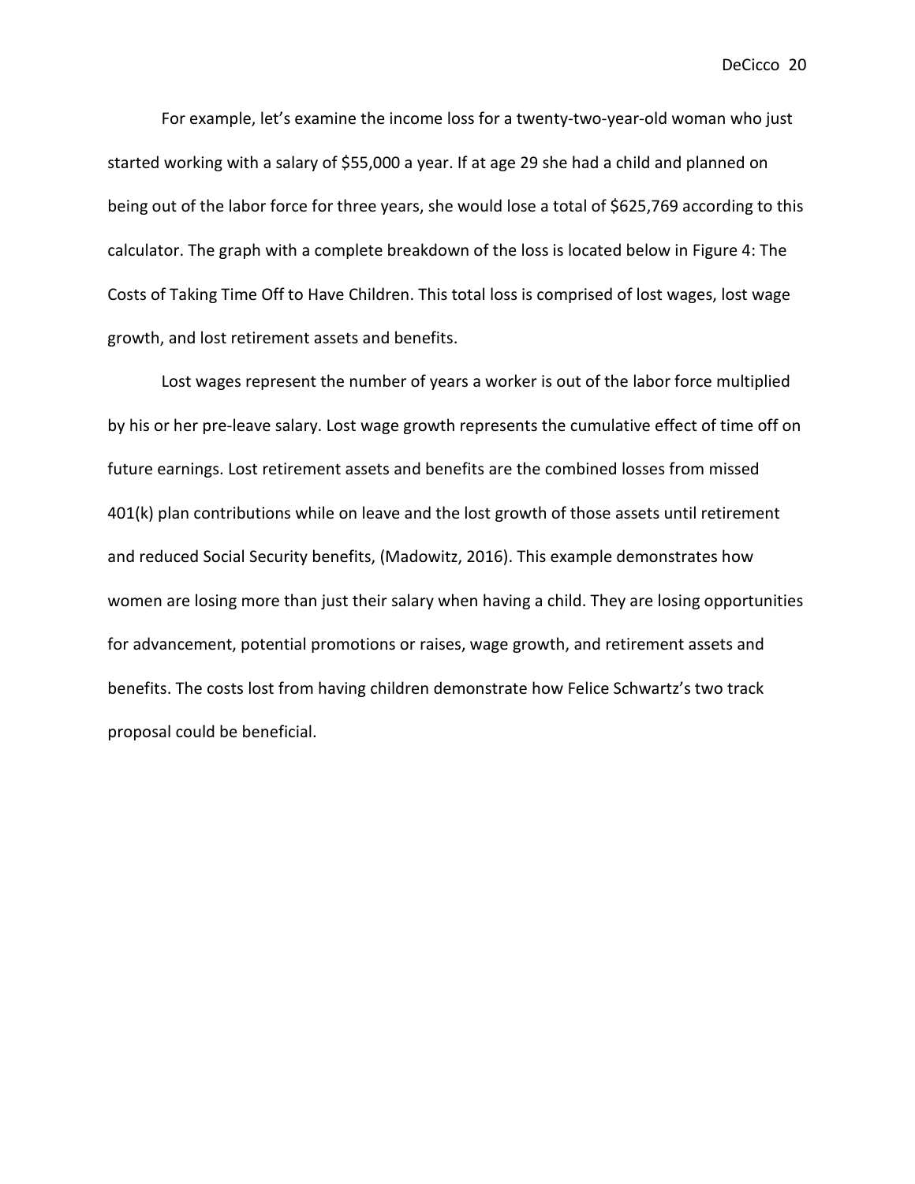For example, let's examine the income loss for a twenty-two-year-old woman who just started working with a salary of $55,000 a year. If at age 29 she had a child and planned on being out of the labor force for three years, she would lose a total of $625,769 according to this calculator. The graph with a complete breakdown of the loss is located below in Figure 4: The Costs of Taking Time Off to Have Children. This total loss is comprised of lost wages, lost wage growth, and lost retirement assets and benefits.

Lost wages represent the number of years a worker is out of the labor force multiplied by his or her pre-leave salary. Lost wage growth represents the cumulative effect of time off on future earnings. Lost retirement assets and benefits are the combined losses from missed 401(k) plan contributions while on leave and the lost growth of those assets until retirement and reduced Social Security benefits, (Madowitz, 2016). This example demonstrates how women are losing more than just their salary when having a child. They are losing opportunities for advancement, potential promotions or raises, wage growth, and retirement assets and benefits. The costs lost from having children demonstrate how Felice Schwartz's two track proposal could be beneficial.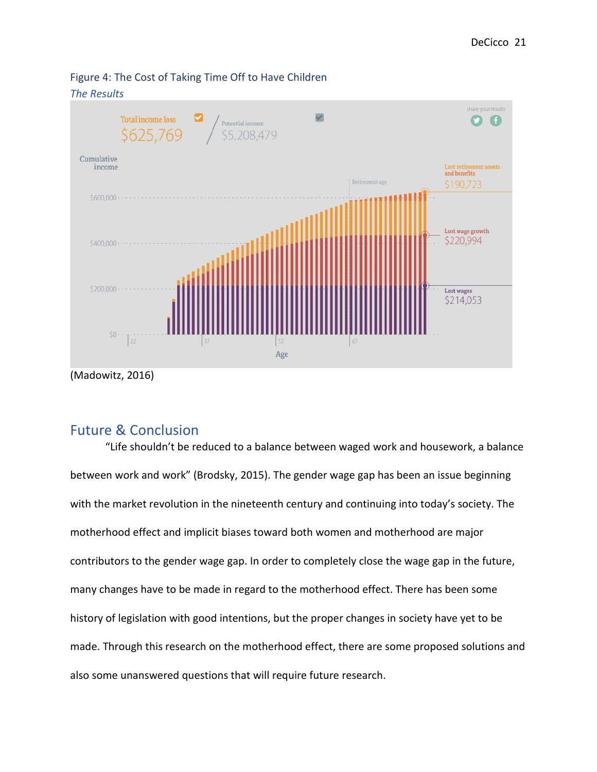Figure 4: The Cost of Taking Time Off to Have Children

*The Results*

Total income loss $625,769 / Potential income $5,208,479

Cumulative income

Lost retirement assets and benefits $190,723

Lost wage growth $220,994

Lost wages $214,053

(Madowitz, 2016)

## Future & Conclusion

"Life shouldn't be reduced to a balance between waged work and housework, a balance between work and work" (Brodsky, 2015). The gender wage gap has been an issue beginning with the market revolution in the nineteenth century and continuing into today's society. The motherhood effect and implicit biases toward both women and motherhood are major contributors to the gender wage gap. In order to completely close the wage gap in the future, many changes have to be made in regard to the motherhood effect. There has been some history of legislation with good intentions, but the proper changes in society have yet to be made. Through this research on the motherhood effect, there are some proposed solutions and also some unanswered questions that will require future research.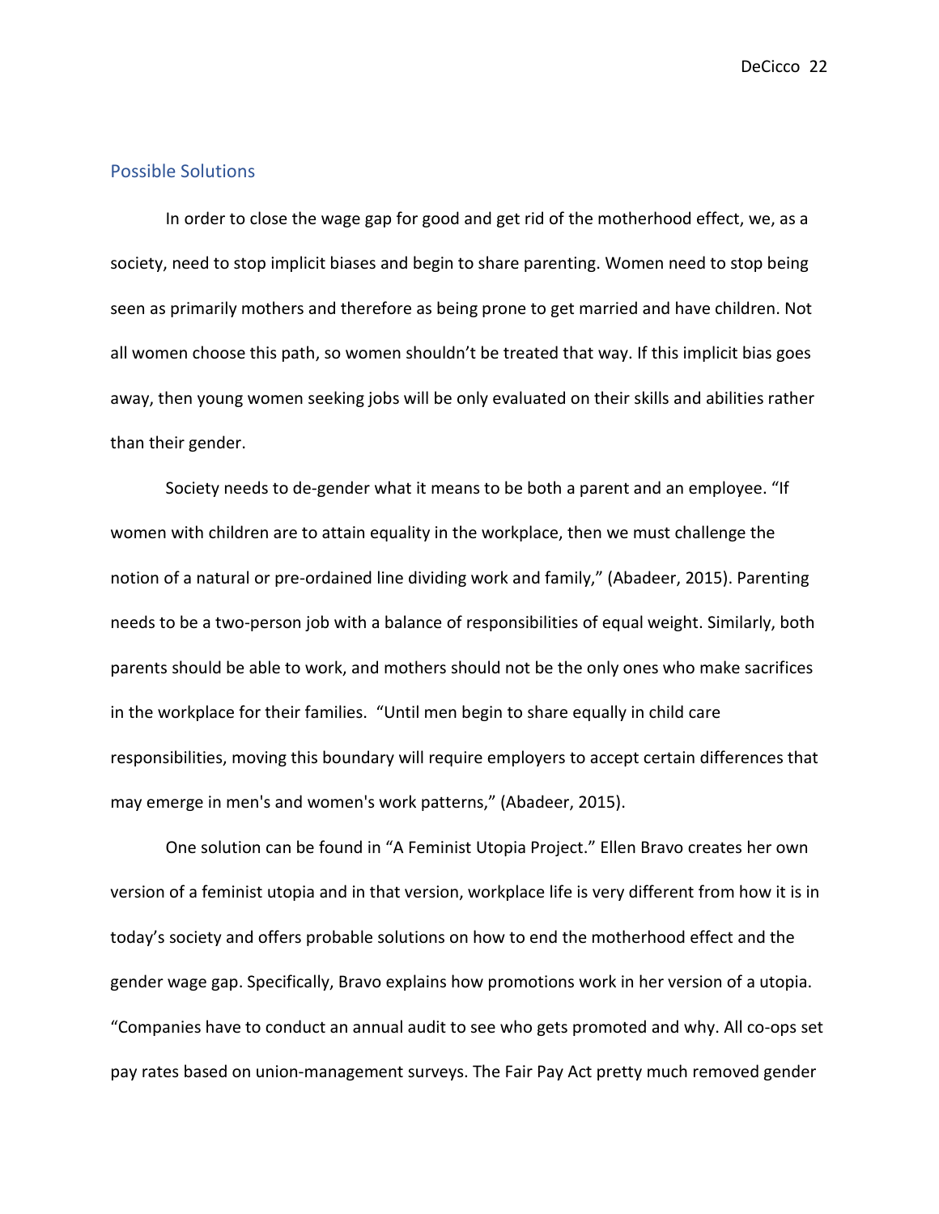## Possible Solutions

In order to close the wage gap for good and get rid of the motherhood effect, we, as a society, need to stop implicit biases and begin to share parenting. Women need to stop being seen as primarily mothers and therefore as being prone to get married and have children. Not all women choose this path, so women shouldn't be treated that way. If this implicit bias goes away, then young women seeking jobs will be only evaluated on their skills and abilities rather than their gender.

Society needs to de-gender what it means to be both a parent and an employee. "If women with children are to attain equality in the workplace, then we must challenge the notion of a natural or pre-ordained line dividing work and family," (Abadeer, 2015). Parenting needs to be a two-person job with a balance of responsibilities of equal weight. Similarly, both parents should be able to work, and mothers should not be the only ones who make sacrifices in the workplace for their families. "Until men begin to share equally in child care responsibilities, moving this boundary will require employers to accept certain differences that may emerge in men's and women's work patterns," (Abadeer, 2015).

One solution can be found in "A Feminist Utopia Project." Ellen Bravo creates her own version of a feminist utopia and in that version, workplace life is very different from how it is in today's society and offers probable solutions on how to end the motherhood effect and the gender wage gap. Specifically, Bravo explains how promotions work in her version of a utopia. "Companies have to conduct an annual audit to see who gets promoted and why. All co-ops set pay rates based on union-management surveys. The Fair Pay Act pretty much removed gender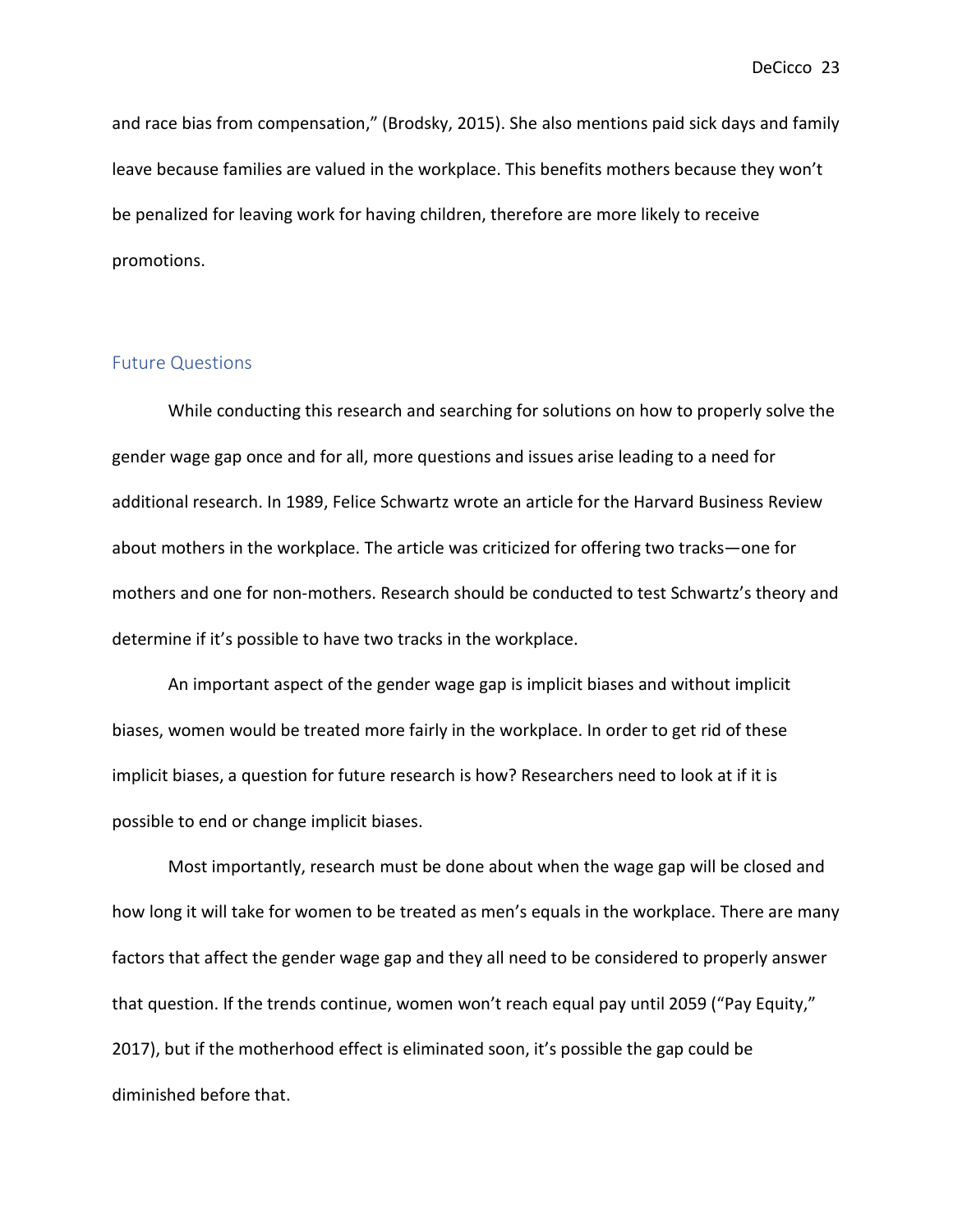and race bias from compensation," (Brodsky, 2015). She also mentions paid sick days and family leave because families are valued in the workplace. This benefits mothers because they won't be penalized for leaving work for having children, therefore are more likely to receive promotions.

## Future Questions

While conducting this research and searching for solutions on how to properly solve the gender wage gap once and for all, more questions and issues arise leading to a need for additional research. In 1989, Felice Schwartz wrote an article for the Harvard Business Review about mothers in the workplace. The article was criticized for offering two tracks—one for mothers and one for non-mothers. Research should be conducted to test Schwartz's theory and determine if it's possible to have two tracks in the workplace.

An important aspect of the gender wage gap is implicit biases and without implicit biases, women would be treated more fairly in the workplace. In order to get rid of these implicit biases, a question for future research is how? Researchers need to look at if it is possible to end or change implicit biases.

Most importantly, research must be done about when the wage gap will be closed and how long it will take for women to be treated as men's equals in the workplace. There are many factors that affect the gender wage gap and they all need to be considered to properly answer that question. If the trends continue, women won't reach equal pay until 2059 ("Pay Equity," 2017), but if the motherhood effect is eliminated soon, it's possible the gap could be diminished before that.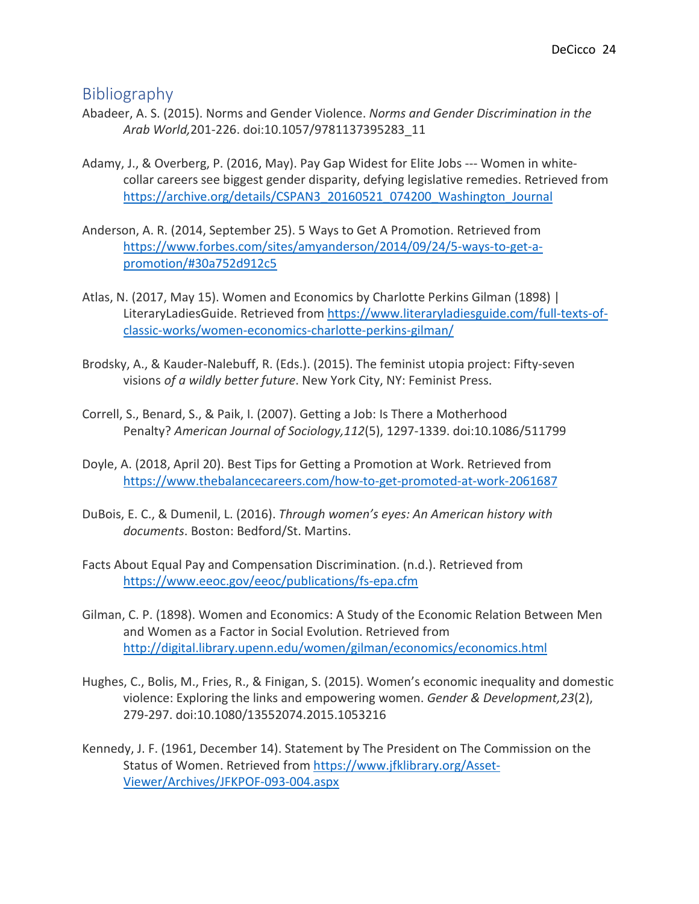## Bibliography

Abadeer, A. S. (2015). Norms and Gender Violence. *Norms and Gender Discrimination in the Arab World,*201-226. doi:10.1057/9781137395283_11

Adamy, J., & Overberg, P. (2016, May). Pay Gap Widest for Elite Jobs --- Women in white-collar careers see biggest gender disparity, defying legislative remedies. Retrieved from https://archive.org/details/CSPAN3_20160521_074200_Washington_Journal

Anderson, A. R. (2014, September 25). 5 Ways to Get A Promotion. Retrieved from https://www.forbes.com/sites/amyanderson/2014/09/24/5-ways-to-get-a-promotion/#30a752d912c5

Atlas, N. (2017, May 15). Women and Economics by Charlotte Perkins Gilman (1898) | LiteraryLadiesGuide. Retrieved from https://www.literaryladiesguide.com/full-texts-of-classic-works/women-economics-charlotte-perkins-gilman/

Brodsky, A., & Kauder-Nalebuff, R. (Eds.). (2015). The feminist utopia project: Fifty-seven visions *of a wildly better future*. New York City, NY: Feminist Press.

Correll, S., Benard, S., & Paik, I. (2007). Getting a Job: Is There a Motherhood Penalty? *American Journal of Sociology,112*(5), 1297-1339. doi:10.1086/511799

Doyle, A. (2018, April 20). Best Tips for Getting a Promotion at Work. Retrieved from https://www.thebalancecareers.com/how-to-get-promoted-at-work-2061687

DuBois, E. C., & Dumenil, L. (2016). *Through women's eyes: An American history with documents*. Boston: Bedford/St. Martins.

Facts About Equal Pay and Compensation Discrimination. (n.d.). Retrieved from https://www.eeoc.gov/eeoc/publications/fs-epa.cfm

Gilman, C. P. (1898). Women and Economics: A Study of the Economic Relation Between Men and Women as a Factor in Social Evolution. Retrieved from http://digital.library.upenn.edu/women/gilman/economics/economics.html

Hughes, C., Bolis, M., Fries, R., & Finigan, S. (2015). Women's economic inequality and domestic violence: Exploring the links and empowering women. *Gender & Development,23*(2), 279-297. doi:10.1080/13552074.2015.1053216

Kennedy, J. F. (1961, December 14). Statement by The President on The Commission on the Status of Women. Retrieved from https://www.jfklibrary.org/Asset-Viewer/Archives/JFKPOF-093-004.aspx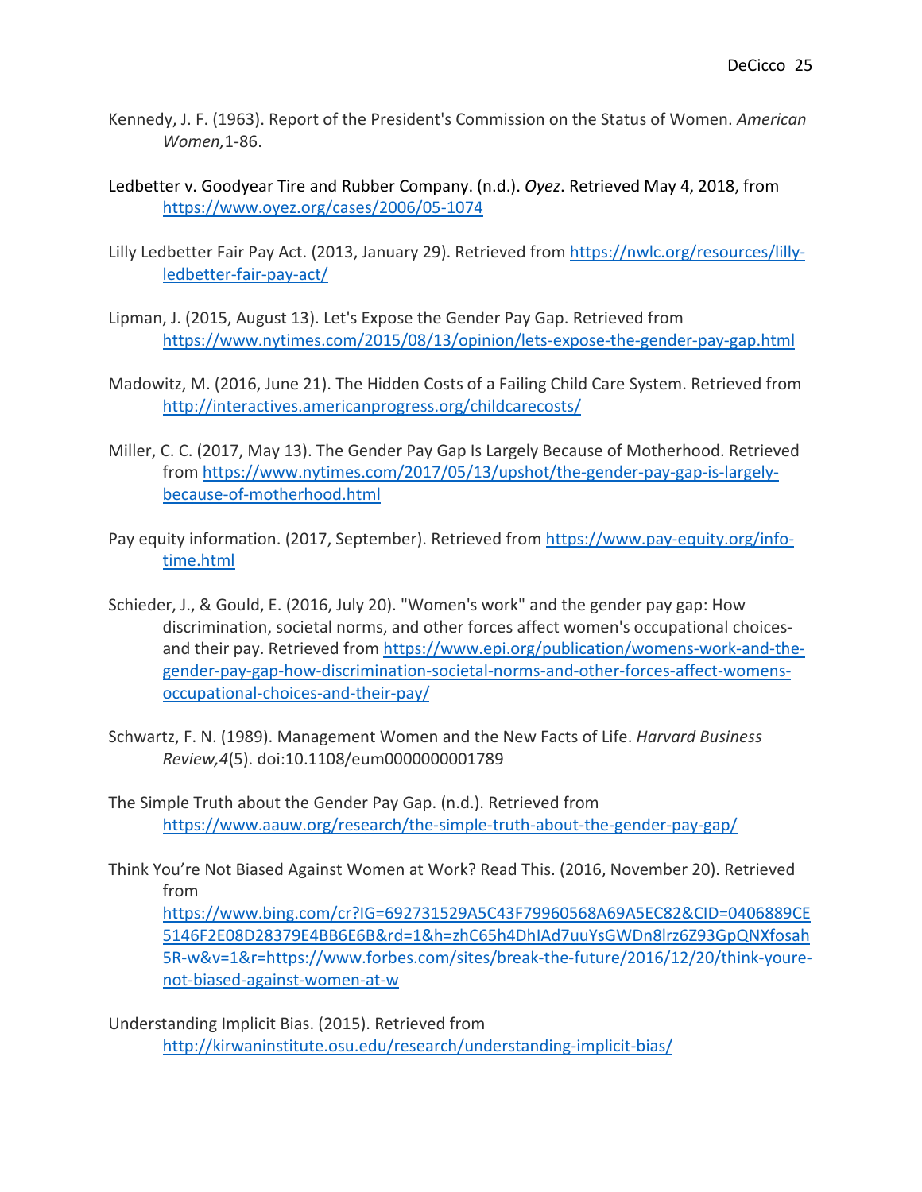Kennedy, J. F. (1963). Report of the President's Commission on the Status of Women. *American Women,*1-86.

Ledbetter v. Goodyear Tire and Rubber Company. (n.d.). *Oyez*. Retrieved May 4, 2018, from https://www.oyez.org/cases/2006/05-1074

Lilly Ledbetter Fair Pay Act. (2013, January 29). Retrieved from https://nwlc.org/resources/lilly-ledbetter-fair-pay-act/

Lipman, J. (2015, August 13). Let's Expose the Gender Pay Gap. Retrieved from https://www.nytimes.com/2015/08/13/opinion/lets-expose-the-gender-pay-gap.html

Madowitz, M. (2016, June 21). The Hidden Costs of a Failing Child Care System. Retrieved from http://interactives.americanprogress.org/childcarecosts/

Miller, C. C. (2017, May 13). The Gender Pay Gap Is Largely Because of Motherhood. Retrieved from https://www.nytimes.com/2017/05/13/upshot/the-gender-pay-gap-is-largely-because-of-motherhood.html

Pay equity information. (2017, September). Retrieved from https://www.pay-equity.org/info-time.html

Schieder, J., & Gould, E. (2016, July 20). "Women's work" and the gender pay gap: How discrimination, societal norms, and other forces affect women's occupational choices-and their pay. Retrieved from https://www.epi.org/publication/womens-work-and-the-gender-pay-gap-how-discrimination-societal-norms-and-other-forces-affect-womens-occupational-choices-and-their-pay/

Schwartz, F. N. (1989). Management Women and the New Facts of Life. *Harvard Business Review,4*(5). doi:10.1108/eum0000000001789

The Simple Truth about the Gender Pay Gap. (n.d.). Retrieved from https://www.aauw.org/research/the-simple-truth-about-the-gender-pay-gap/

Think You're Not Biased Against Women at Work? Read This. (2016, November 20). Retrieved from https://www.bing.com/cr?IG=692731529A5C43F79960568A69A5EC82&CID=0406889CE5146F2E08D28379E4BB6E6B&rd=1&h=zhC65h4DhIAd7uuYsGWDn8lrz6Z93GpQNXfosah5R-w&v=1&r=https://www.forbes.com/sites/break-the-future/2016/12/20/think-youre-not-biased-against-women-at-w

Understanding Implicit Bias. (2015). Retrieved from http://kirwaninstitute.osu.edu/research/understanding-implicit-bias/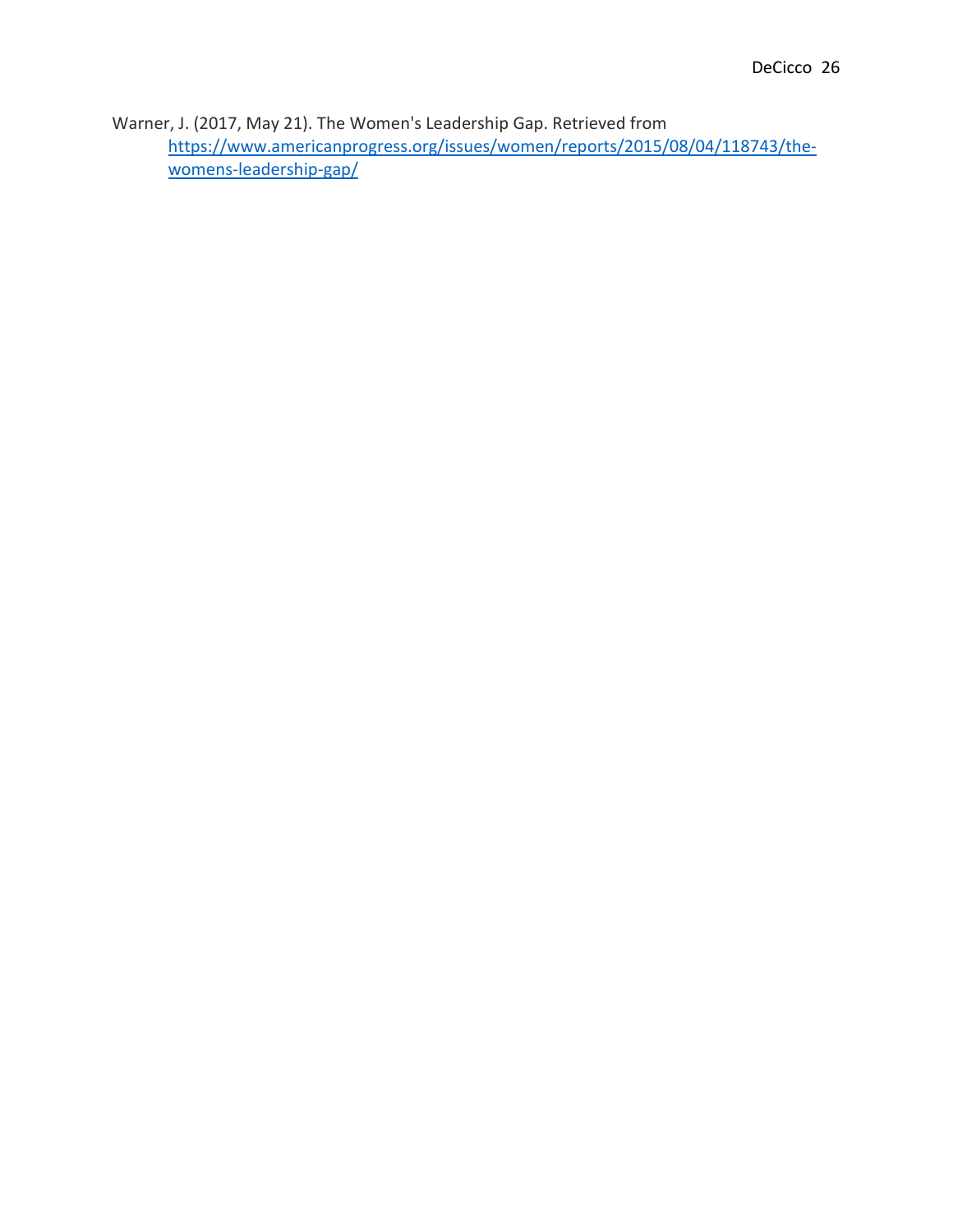Warner, J. (2017, May 21). The Women's Leadership Gap. Retrieved from https://www.americanprogress.org/issues/women/reports/2015/08/04/118743/the-womens-leadership-gap/